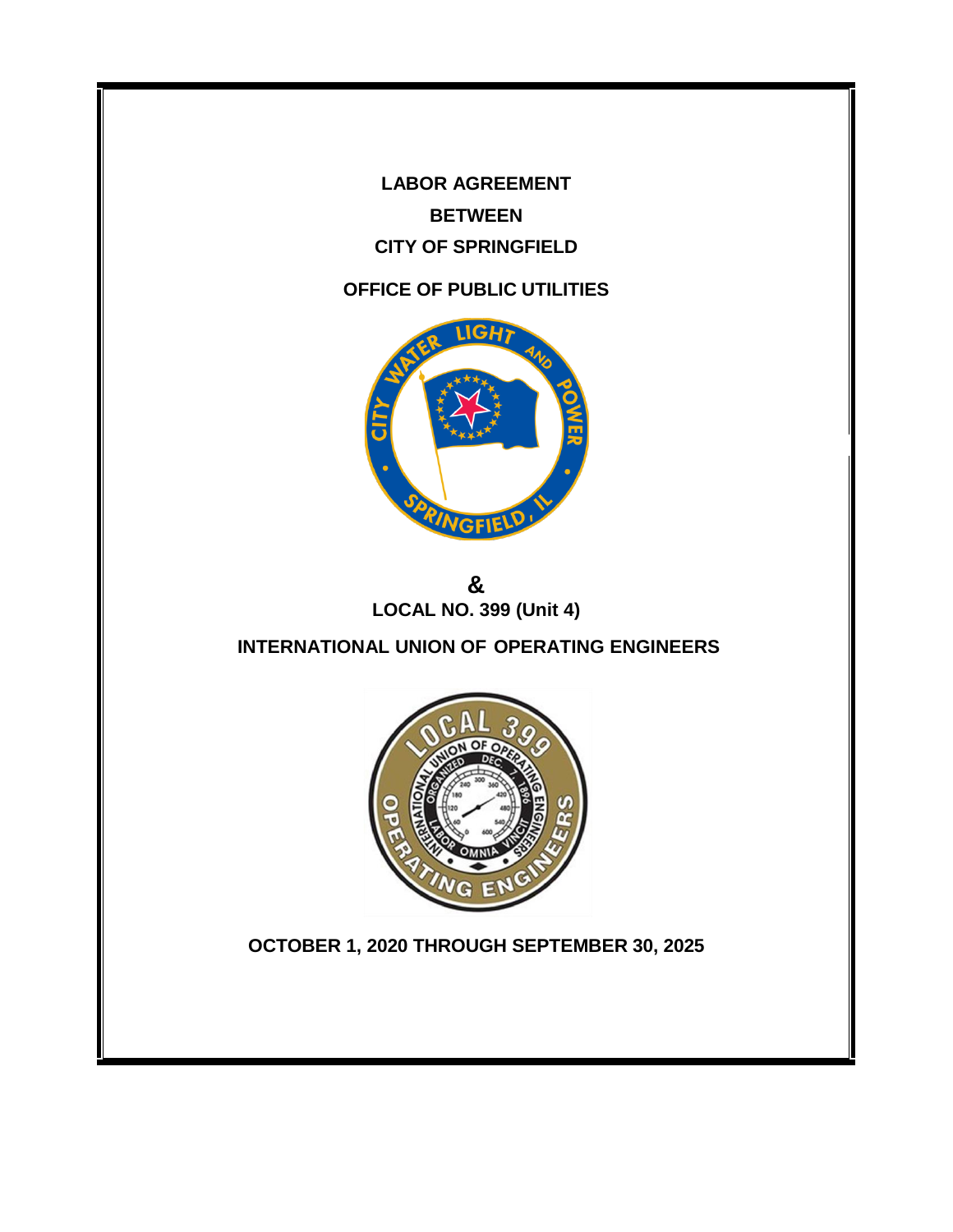# LABOR AGREEMENT

# BETWEEN

# CITY OF SPRINGFIELD

# OFFICE OF PUBLIC UTILITIES

**&**

**LOCAL NO. 399 (Unit 4)**

**INTERNATIONAL UNION OF OPERATING ENGINEERS**

**OCTOBER 1, 2020 THROUGH SEPTEMBER 30, 2025**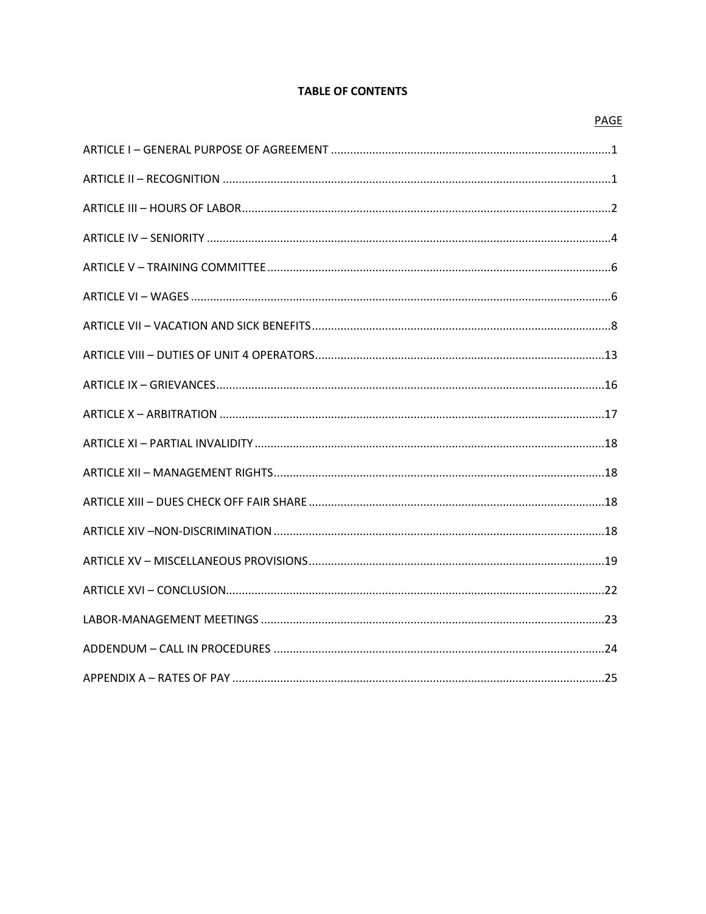# TABLE OF CONTENTS

| | PAGE |
|---|---|
| ARTICLE I – GENERAL PURPOSE OF AGREEMENT | 1 |
| ARTICLE II – RECOGNITION | 1 |
| ARTICLE III – HOURS OF LABOR | 2 |
| ARTICLE IV – SENIORITY | 4 |
| ARTICLE V – TRAINING COMMITTEE | 6 |
| ARTICLE VI – WAGES | 6 |
| ARTICLE VII – VACATION AND SICK BENEFITS | 8 |
| ARTICLE VIII – DUTIES OF UNIT 4 OPERATORS | 13 |
| ARTICLE IX – GRIEVANCES | 16 |
| ARTICLE X – ARBITRATION | 17 |
| ARTICLE XI – PARTIAL INVALIDITY | 18 |
| ARTICLE XII – MANAGEMENT RIGHTS | 18 |
| ARTICLE XIII – DUES CHECK OFF FAIR SHARE | 18 |
| ARTICLE XIV –NON-DISCRIMINATION | 18 |
| ARTICLE XV – MISCELLANEOUS PROVISIONS | 19 |
| ARTICLE XVI – CONCLUSION | 22 |
| LABOR-MANAGEMENT MEETINGS | 23 |
| ADDENDUM – CALL IN PROCEDURES | 24 |
| APPENDIX A – RATES OF PAY | 25 |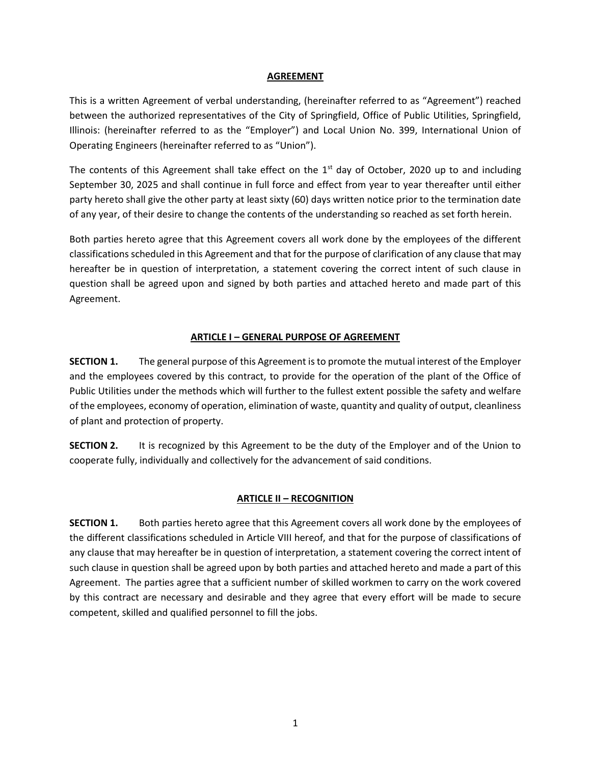## AGREEMENT

This is a written Agreement of verbal understanding, (hereinafter referred to as "Agreement") reached between the authorized representatives of the City of Springfield, Office of Public Utilities, Springfield, Illinois: (hereinafter referred to as the "Employer") and Local Union No. 399, International Union of Operating Engineers (hereinafter referred to as "Union").

The contents of this Agreement shall take effect on the 1st day of October, 2020 up to and including September 30, 2025 and shall continue in full force and effect from year to year thereafter until either party hereto shall give the other party at least sixty (60) days written notice prior to the termination date of any year, of their desire to change the contents of the understanding so reached as set forth herein.

Both parties hereto agree that this Agreement covers all work done by the employees of the different classifications scheduled in this Agreement and that for the purpose of clarification of any clause that may hereafter be in question of interpretation, a statement covering the correct intent of such clause in question shall be agreed upon and signed by both parties and attached hereto and made part of this Agreement.

## ARTICLE I – GENERAL PURPOSE OF AGREEMENT

**SECTION 1.** The general purpose of this Agreement is to promote the mutual interest of the Employer and the employees covered by this contract, to provide for the operation of the plant of the Office of Public Utilities under the methods which will further to the fullest extent possible the safety and welfare of the employees, economy of operation, elimination of waste, quantity and quality of output, cleanliness of plant and protection of property.

**SECTION 2.** It is recognized by this Agreement to be the duty of the Employer and of the Union to cooperate fully, individually and collectively for the advancement of said conditions.

## ARTICLE II – RECOGNITION

**SECTION 1.** Both parties hereto agree that this Agreement covers all work done by the employees of the different classifications scheduled in Article VIII hereof, and that for the purpose of classifications of any clause that may hereafter be in question of interpretation, a statement covering the correct intent of such clause in question shall be agreed upon by both parties and attached hereto and made a part of this Agreement. The parties agree that a sufficient number of skilled workmen to carry on the work covered by this contract are necessary and desirable and they agree that every effort will be made to secure competent, skilled and qualified personnel to fill the jobs.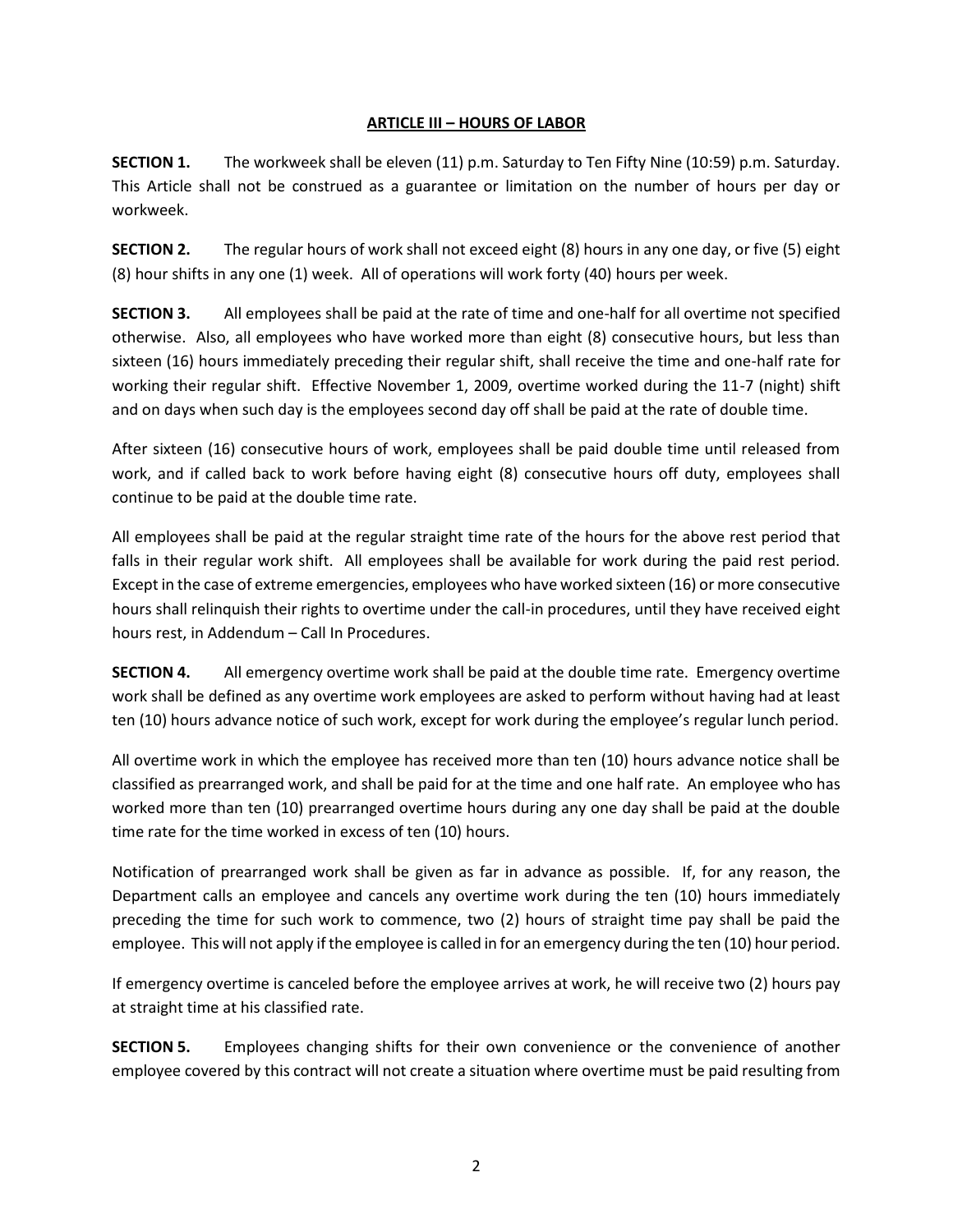## ARTICLE III – HOURS OF LABOR

**SECTION 1.** The workweek shall be eleven (11) p.m. Saturday to Ten Fifty Nine (10:59) p.m. Saturday. This Article shall not be construed as a guarantee or limitation on the number of hours per day or workweek.

**SECTION 2.** The regular hours of work shall not exceed eight (8) hours in any one day, or five (5) eight (8) hour shifts in any one (1) week. All of operations will work forty (40) hours per week.

**SECTION 3.** All employees shall be paid at the rate of time and one-half for all overtime not specified otherwise. Also, all employees who have worked more than eight (8) consecutive hours, but less than sixteen (16) hours immediately preceding their regular shift, shall receive the time and one-half rate for working their regular shift. Effective November 1, 2009, overtime worked during the 11-7 (night) shift and on days when such day is the employees second day off shall be paid at the rate of double time.

After sixteen (16) consecutive hours of work, employees shall be paid double time until released from work, and if called back to work before having eight (8) consecutive hours off duty, employees shall continue to be paid at the double time rate.

All employees shall be paid at the regular straight time rate of the hours for the above rest period that falls in their regular work shift. All employees shall be available for work during the paid rest period. Except in the case of extreme emergencies, employees who have worked sixteen (16) or more consecutive hours shall relinquish their rights to overtime under the call-in procedures, until they have received eight hours rest, in Addendum – Call In Procedures.

**SECTION 4.** All emergency overtime work shall be paid at the double time rate. Emergency overtime work shall be defined as any overtime work employees are asked to perform without having had at least ten (10) hours advance notice of such work, except for work during the employee's regular lunch period.

All overtime work in which the employee has received more than ten (10) hours advance notice shall be classified as prearranged work, and shall be paid for at the time and one half rate. An employee who has worked more than ten (10) prearranged overtime hours during any one day shall be paid at the double time rate for the time worked in excess of ten (10) hours.

Notification of prearranged work shall be given as far in advance as possible. If, for any reason, the Department calls an employee and cancels any overtime work during the ten (10) hours immediately preceding the time for such work to commence, two (2) hours of straight time pay shall be paid the employee. This will not apply if the employee is called in for an emergency during the ten (10) hour period.

If emergency overtime is canceled before the employee arrives at work, he will receive two (2) hours pay at straight time at his classified rate.

**SECTION 5.** Employees changing shifts for their own convenience or the convenience of another employee covered by this contract will not create a situation where overtime must be paid resulting from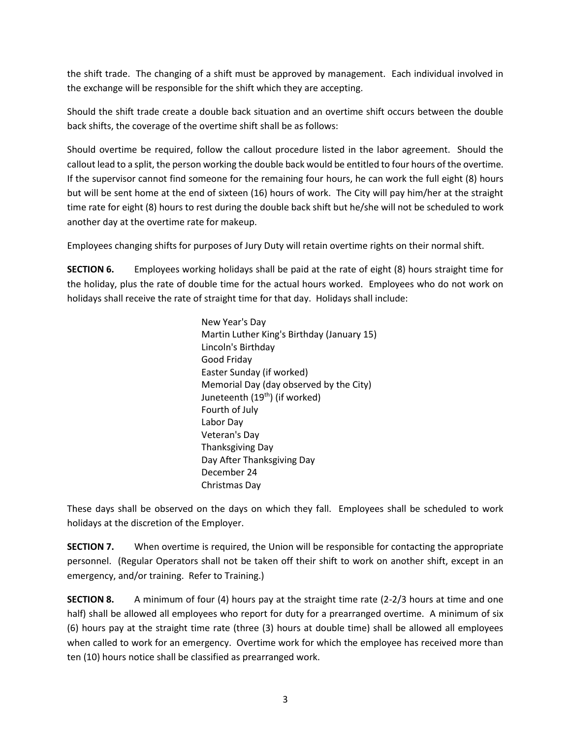the shift trade. The changing of a shift must be approved by management. Each individual involved in the exchange will be responsible for the shift which they are accepting.

Should the shift trade create a double back situation and an overtime shift occurs between the double back shifts, the coverage of the overtime shift shall be as follows:

Should overtime be required, follow the callout procedure listed in the labor agreement. Should the callout lead to a split, the person working the double back would be entitled to four hours of the overtime. If the supervisor cannot find someone for the remaining four hours, he can work the full eight (8) hours but will be sent home at the end of sixteen (16) hours of work. The City will pay him/her at the straight time rate for eight (8) hours to rest during the double back shift but he/she will not be scheduled to work another day at the overtime rate for makeup.

Employees changing shifts for purposes of Jury Duty will retain overtime rights on their normal shift.

**SECTION 6.** Employees working holidays shall be paid at the rate of eight (8) hours straight time for the holiday, plus the rate of double time for the actual hours worked. Employees who do not work on holidays shall receive the rate of straight time for that day. Holidays shall include:

New Year's Day
Martin Luther King's Birthday (January 15)
Lincoln's Birthday
Good Friday
Easter Sunday (if worked)
Memorial Day (day observed by the City)
Juneteenth (19th) (if worked)
Fourth of July
Labor Day
Veteran's Day
Thanksgiving Day
Day After Thanksgiving Day
December 24
Christmas Day

These days shall be observed on the days on which they fall. Employees shall be scheduled to work holidays at the discretion of the Employer.

**SECTION 7.** When overtime is required, the Union will be responsible for contacting the appropriate personnel. (Regular Operators shall not be taken off their shift to work on another shift, except in an emergency, and/or training. Refer to Training.)

**SECTION 8.** A minimum of four (4) hours pay at the straight time rate (2-2/3 hours at time and one half) shall be allowed all employees who report for duty for a prearranged overtime. A minimum of six (6) hours pay at the straight time rate (three (3) hours at double time) shall be allowed all employees when called to work for an emergency. Overtime work for which the employee has received more than ten (10) hours notice shall be classified as prearranged work.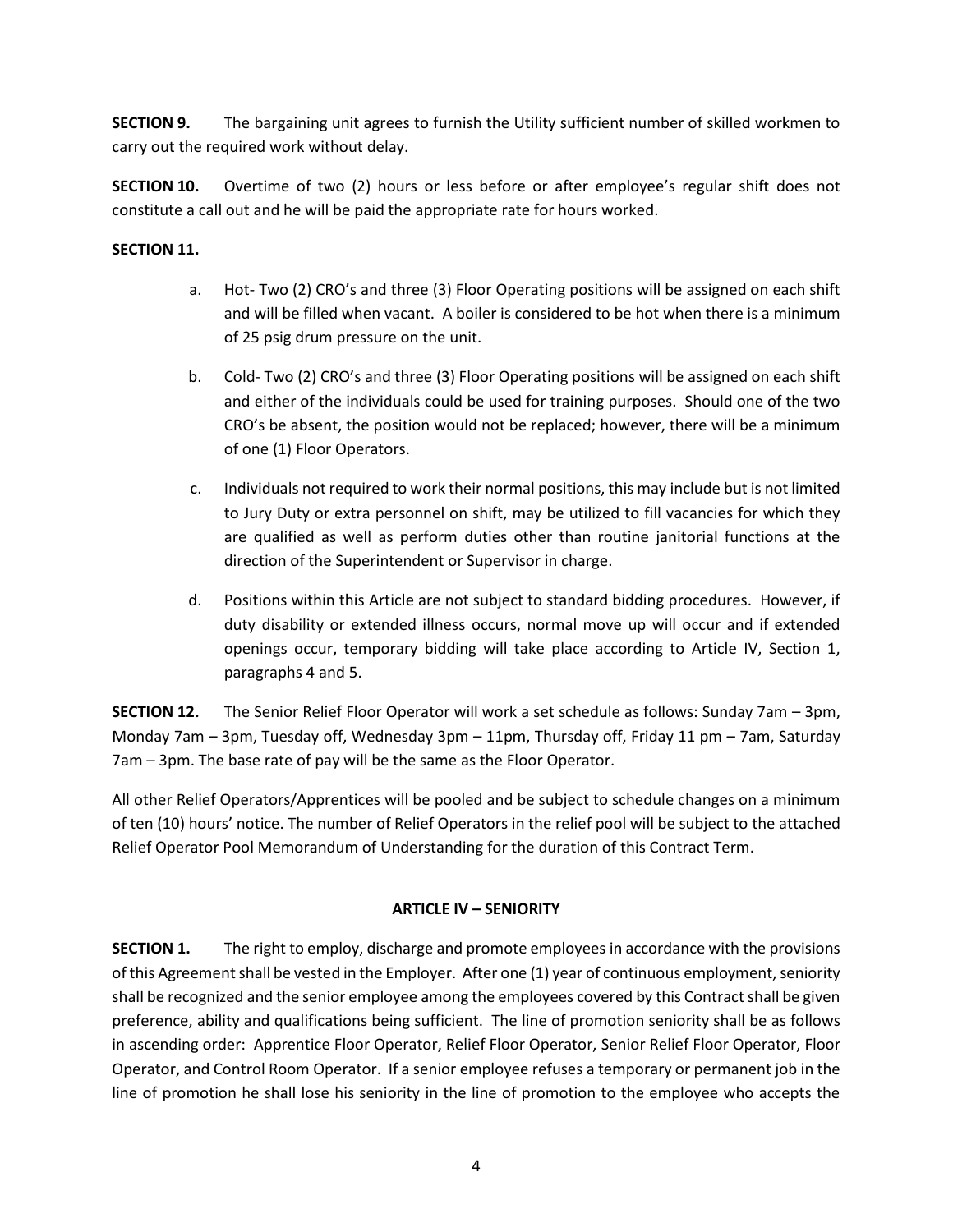**SECTION 9.** The bargaining unit agrees to furnish the Utility sufficient number of skilled workmen to carry out the required work without delay.

**SECTION 10.** Overtime of two (2) hours or less before or after employee's regular shift does not constitute a call out and he will be paid the appropriate rate for hours worked.

**SECTION 11.**

a. Hot- Two (2) CRO's and three (3) Floor Operating positions will be assigned on each shift and will be filled when vacant. A boiler is considered to be hot when there is a minimum of 25 psig drum pressure on the unit.

b. Cold- Two (2) CRO's and three (3) Floor Operating positions will be assigned on each shift and either of the individuals could be used for training purposes. Should one of the two CRO's be absent, the position would not be replaced; however, there will be a minimum of one (1) Floor Operators.

c. Individuals not required to work their normal positions, this may include but is not limited to Jury Duty or extra personnel on shift, may be utilized to fill vacancies for which they are qualified as well as perform duties other than routine janitorial functions at the direction of the Superintendent or Supervisor in charge.

d. Positions within this Article are not subject to standard bidding procedures. However, if duty disability or extended illness occurs, normal move up will occur and if extended openings occur, temporary bidding will take place according to Article IV, Section 1, paragraphs 4 and 5.

**SECTION 12.** The Senior Relief Floor Operator will work a set schedule as follows: Sunday 7am – 3pm, Monday 7am – 3pm, Tuesday off, Wednesday 3pm – 11pm, Thursday off, Friday 11 pm – 7am, Saturday 7am – 3pm. The base rate of pay will be the same as the Floor Operator.

All other Relief Operators/Apprentices will be pooled and be subject to schedule changes on a minimum of ten (10) hours' notice. The number of Relief Operators in the relief pool will be subject to the attached Relief Operator Pool Memorandum of Understanding for the duration of this Contract Term.

## ARTICLE IV – SENIORITY

**SECTION 1.** The right to employ, discharge and promote employees in accordance with the provisions of this Agreement shall be vested in the Employer. After one (1) year of continuous employment, seniority shall be recognized and the senior employee among the employees covered by this Contract shall be given preference, ability and qualifications being sufficient. The line of promotion seniority shall be as follows in ascending order: Apprentice Floor Operator, Relief Floor Operator, Senior Relief Floor Operator, Floor Operator, and Control Room Operator. If a senior employee refuses a temporary or permanent job in the line of promotion he shall lose his seniority in the line of promotion to the employee who accepts the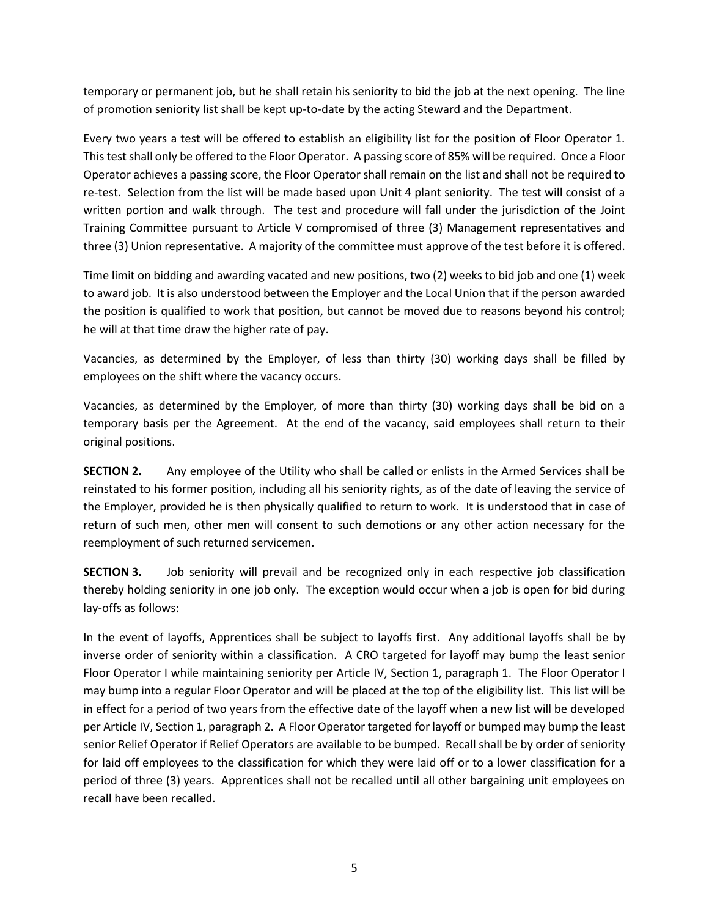temporary or permanent job, but he shall retain his seniority to bid the job at the next opening. The line of promotion seniority list shall be kept up-to-date by the acting Steward and the Department.

Every two years a test will be offered to establish an eligibility list for the position of Floor Operator 1. This test shall only be offered to the Floor Operator. A passing score of 85% will be required. Once a Floor Operator achieves a passing score, the Floor Operator shall remain on the list and shall not be required to re-test. Selection from the list will be made based upon Unit 4 plant seniority. The test will consist of a written portion and walk through. The test and procedure will fall under the jurisdiction of the Joint Training Committee pursuant to Article V compromised of three (3) Management representatives and three (3) Union representative. A majority of the committee must approve of the test before it is offered.

Time limit on bidding and awarding vacated and new positions, two (2) weeks to bid job and one (1) week to award job. It is also understood between the Employer and the Local Union that if the person awarded the position is qualified to work that position, but cannot be moved due to reasons beyond his control; he will at that time draw the higher rate of pay.

Vacancies, as determined by the Employer, of less than thirty (30) working days shall be filled by employees on the shift where the vacancy occurs.

Vacancies, as determined by the Employer, of more than thirty (30) working days shall be bid on a temporary basis per the Agreement. At the end of the vacancy, said employees shall return to their original positions.

**SECTION 2.** Any employee of the Utility who shall be called or enlists in the Armed Services shall be reinstated to his former position, including all his seniority rights, as of the date of leaving the service of the Employer, provided he is then physically qualified to return to work. It is understood that in case of return of such men, other men will consent to such demotions or any other action necessary for the reemployment of such returned servicemen.

**SECTION 3.** Job seniority will prevail and be recognized only in each respective job classification thereby holding seniority in one job only. The exception would occur when a job is open for bid during lay-offs as follows:

In the event of layoffs, Apprentices shall be subject to layoffs first. Any additional layoffs shall be by inverse order of seniority within a classification. A CRO targeted for layoff may bump the least senior Floor Operator I while maintaining seniority per Article IV, Section 1, paragraph 1. The Floor Operator I may bump into a regular Floor Operator and will be placed at the top of the eligibility list. This list will be in effect for a period of two years from the effective date of the layoff when a new list will be developed per Article IV, Section 1, paragraph 2. A Floor Operator targeted for layoff or bumped may bump the least senior Relief Operator if Relief Operators are available to be bumped. Recall shall be by order of seniority for laid off employees to the classification for which they were laid off or to a lower classification for a period of three (3) years. Apprentices shall not be recalled until all other bargaining unit employees on recall have been recalled.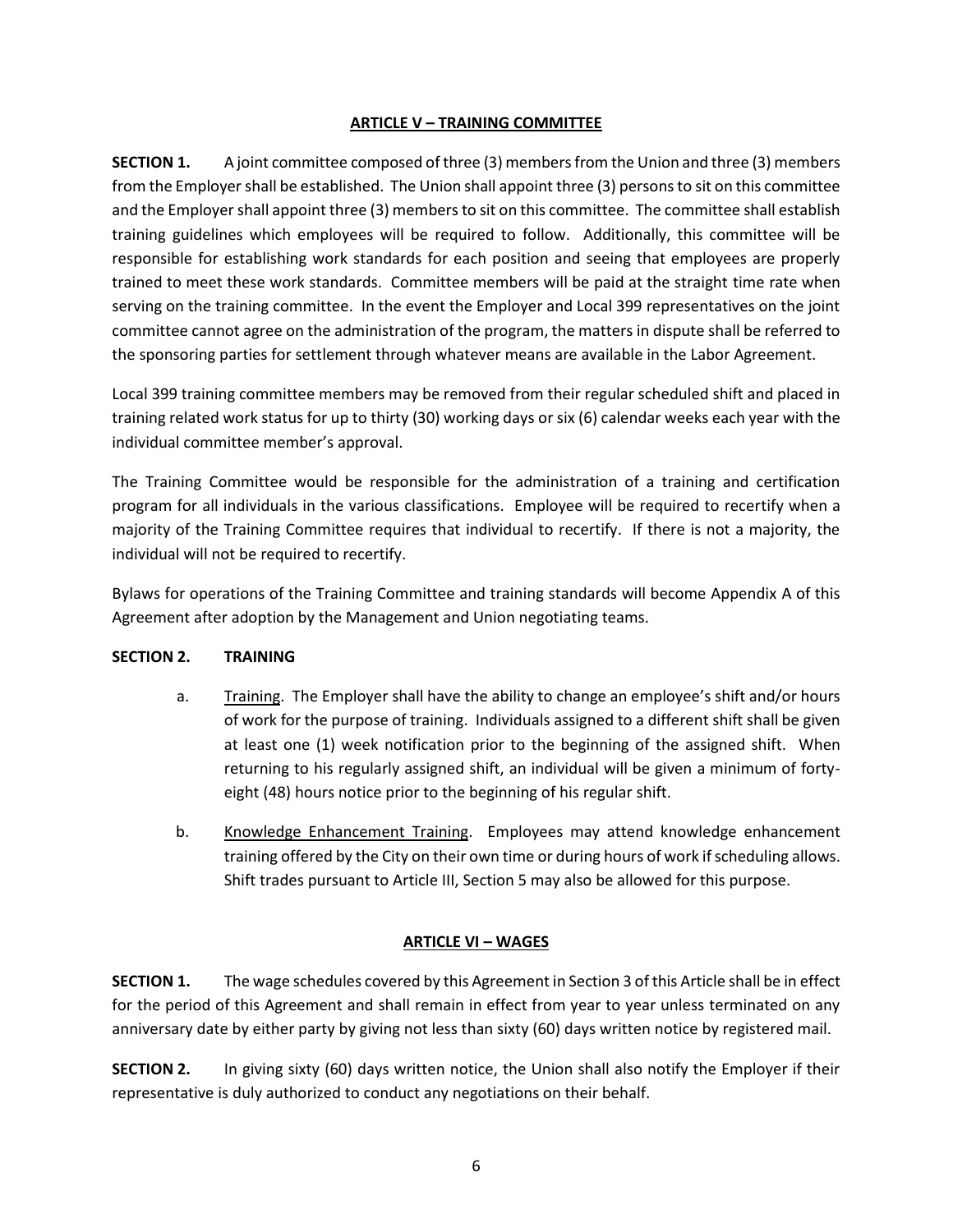## ARTICLE V – TRAINING COMMITTEE

**SECTION 1.** A joint committee composed of three (3) members from the Union and three (3) members from the Employer shall be established. The Union shall appoint three (3) persons to sit on this committee and the Employer shall appoint three (3) members to sit on this committee. The committee shall establish training guidelines which employees will be required to follow. Additionally, this committee will be responsible for establishing work standards for each position and seeing that employees are properly trained to meet these work standards. Committee members will be paid at the straight time rate when serving on the training committee. In the event the Employer and Local 399 representatives on the joint committee cannot agree on the administration of the program, the matters in dispute shall be referred to the sponsoring parties for settlement through whatever means are available in the Labor Agreement.

Local 399 training committee members may be removed from their regular scheduled shift and placed in training related work status for up to thirty (30) working days or six (6) calendar weeks each year with the individual committee member's approval.

The Training Committee would be responsible for the administration of a training and certification program for all individuals in the various classifications. Employee will be required to recertify when a majority of the Training Committee requires that individual to recertify. If there is not a majority, the individual will not be required to recertify.

Bylaws for operations of the Training Committee and training standards will become Appendix A of this Agreement after adoption by the Management and Union negotiating teams.

**SECTION 2. TRAINING**

a. Training. The Employer shall have the ability to change an employee's shift and/or hours of work for the purpose of training. Individuals assigned to a different shift shall be given at least one (1) week notification prior to the beginning of the assigned shift. When returning to his regularly assigned shift, an individual will be given a minimum of forty-eight (48) hours notice prior to the beginning of his regular shift.

b. Knowledge Enhancement Training. Employees may attend knowledge enhancement training offered by the City on their own time or during hours of work if scheduling allows. Shift trades pursuant to Article III, Section 5 may also be allowed for this purpose.

## ARTICLE VI – WAGES

**SECTION 1.** The wage schedules covered by this Agreement in Section 3 of this Article shall be in effect for the period of this Agreement and shall remain in effect from year to year unless terminated on any anniversary date by either party by giving not less than sixty (60) days written notice by registered mail.

**SECTION 2.** In giving sixty (60) days written notice, the Union shall also notify the Employer if their representative is duly authorized to conduct any negotiations on their behalf.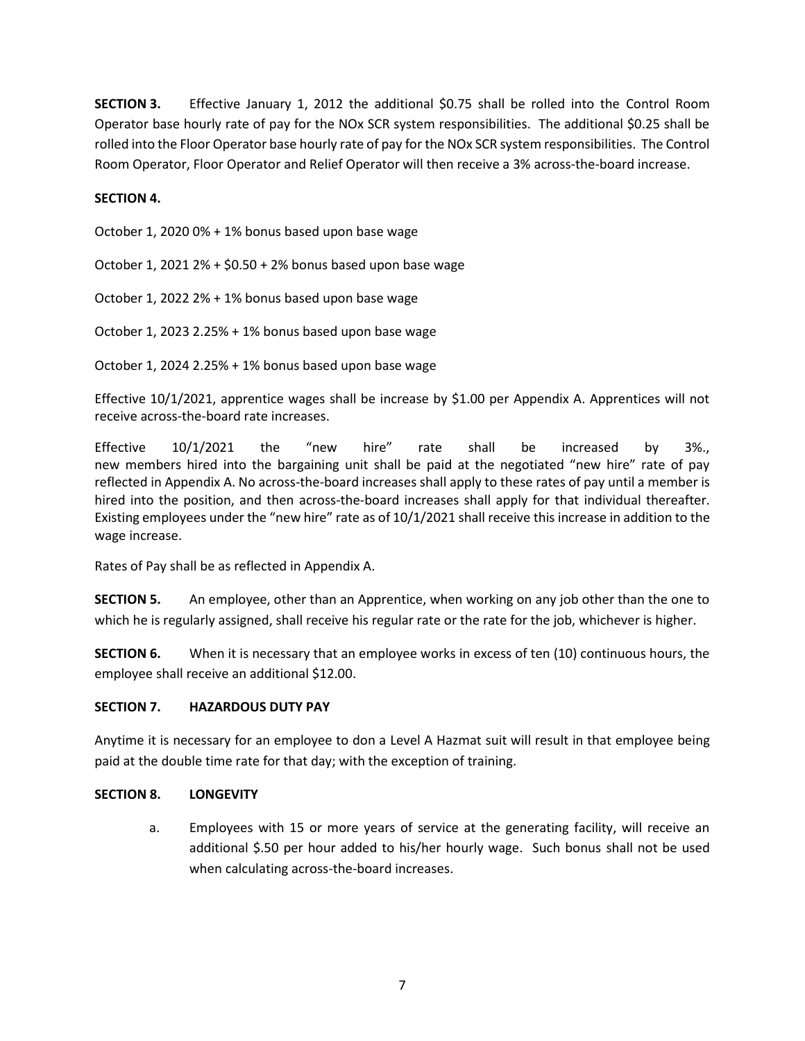**SECTION 3.** Effective January 1, 2012 the additional $0.75 shall be rolled into the Control Room Operator base hourly rate of pay for the NOx SCR system responsibilities. The additional $0.25 shall be rolled into the Floor Operator base hourly rate of pay for the NOx SCR system responsibilities. The Control Room Operator, Floor Operator and Relief Operator will then receive a 3% across-the-board increase.

**SECTION 4.**

October 1, 2020 0% + 1% bonus based upon base wage

October 1, 2021 2% + $0.50 + 2% bonus based upon base wage

October 1, 2022 2% + 1% bonus based upon base wage

October 1, 2023 2.25% + 1% bonus based upon base wage

October 1, 2024 2.25% + 1% bonus based upon base wage

Effective 10/1/2021, apprentice wages shall be increase by $1.00 per Appendix A. Apprentices will not receive across-the-board rate increases.

Effective 10/1/2021 the "new hire" rate shall be increased by 3%., new members hired into the bargaining unit shall be paid at the negotiated "new hire" rate of pay reflected in Appendix A. No across-the-board increases shall apply to these rates of pay until a member is hired into the position, and then across-the-board increases shall apply for that individual thereafter. Existing employees under the "new hire" rate as of 10/1/2021 shall receive this increase in addition to the wage increase.

Rates of Pay shall be as reflected in Appendix A.

**SECTION 5.** An employee, other than an Apprentice, when working on any job other than the one to which he is regularly assigned, shall receive his regular rate or the rate for the job, whichever is higher.

**SECTION 6.** When it is necessary that an employee works in excess of ten (10) continuous hours, the employee shall receive an additional $12.00.

**SECTION 7. HAZARDOUS DUTY PAY**

Anytime it is necessary for an employee to don a Level A Hazmat suit will result in that employee being paid at the double time rate for that day; with the exception of training.

**SECTION 8. LONGEVITY**

a. Employees with 15 or more years of service at the generating facility, will receive an additional $.50 per hour added to his/her hourly wage. Such bonus shall not be used when calculating across-the-board increases.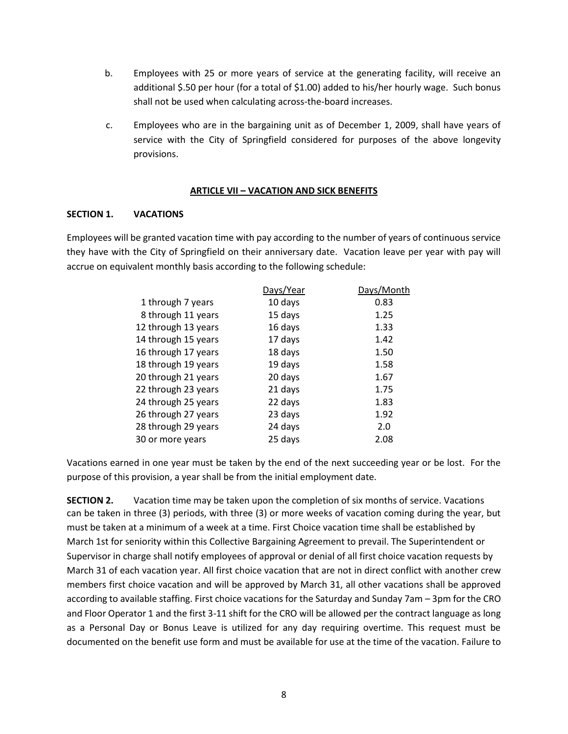b. Employees with 25 or more years of service at the generating facility, will receive an additional $.50 per hour (for a total of $1.00) added to his/her hourly wage. Such bonus shall not be used when calculating across-the-board increases.

c. Employees who are in the bargaining unit as of December 1, 2009, shall have years of service with the City of Springfield considered for purposes of the above longevity provisions.

## ARTICLE VII – VACATION AND SICK BENEFITS

### SECTION 1. VACATIONS

Employees will be granted vacation time with pay according to the number of years of continuous service they have with the City of Springfield on their anniversary date. Vacation leave per year with pay will accrue on equivalent monthly basis according to the following schedule:

| | Days/Year | Days/Month |
|---|---|---|
| 1 through 7 years | 10 days | 0.83 |
| 8 through 11 years | 15 days | 1.25 |
| 12 through 13 years | 16 days | 1.33 |
| 14 through 15 years | 17 days | 1.42 |
| 16 through 17 years | 18 days | 1.50 |
| 18 through 19 years | 19 days | 1.58 |
| 20 through 21 years | 20 days | 1.67 |
| 22 through 23 years | 21 days | 1.75 |
| 24 through 25 years | 22 days | 1.83 |
| 26 through 27 years | 23 days | 1.92 |
| 28 through 29 years | 24 days | 2.0 |
| 30 or more years | 25 days | 2.08 |

Vacations earned in one year must be taken by the end of the next succeeding year or be lost. For the purpose of this provision, a year shall be from the initial employment date.

**SECTION 2.** Vacation time may be taken upon the completion of six months of service. Vacations can be taken in three (3) periods, with three (3) or more weeks of vacation coming during the year, but must be taken at a minimum of a week at a time. First Choice vacation time shall be established by March 1st for seniority within this Collective Bargaining Agreement to prevail. The Superintendent or Supervisor in charge shall notify employees of approval or denial of all first choice vacation requests by March 31 of each vacation year. All first choice vacation that are not in direct conflict with another crew members first choice vacation and will be approved by March 31, all other vacations shall be approved according to available staffing. First choice vacations for the Saturday and Sunday 7am – 3pm for the CRO and Floor Operator 1 and the first 3-11 shift for the CRO will be allowed per the contract language as long as a Personal Day or Bonus Leave is utilized for any day requiring overtime. This request must be documented on the benefit use form and must be available for use at the time of the vacation. Failure to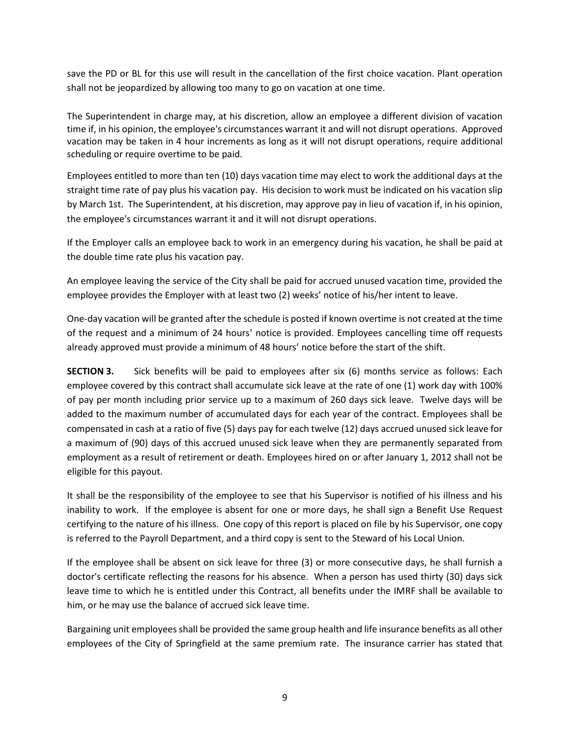save the PD or BL for this use will result in the cancellation of the first choice vacation. Plant operation shall not be jeopardized by allowing too many to go on vacation at one time.

The Superintendent in charge may, at his discretion, allow an employee a different division of vacation time if, in his opinion, the employee's circumstances warrant it and will not disrupt operations. Approved vacation may be taken in 4 hour increments as long as it will not disrupt operations, require additional scheduling or require overtime to be paid.

Employees entitled to more than ten (10) days vacation time may elect to work the additional days at the straight time rate of pay plus his vacation pay. His decision to work must be indicated on his vacation slip by March 1st. The Superintendent, at his discretion, may approve pay in lieu of vacation if, in his opinion, the employee's circumstances warrant it and it will not disrupt operations.

If the Employer calls an employee back to work in an emergency during his vacation, he shall be paid at the double time rate plus his vacation pay.

An employee leaving the service of the City shall be paid for accrued unused vacation time, provided the employee provides the Employer with at least two (2) weeks' notice of his/her intent to leave.

One-day vacation will be granted after the schedule is posted if known overtime is not created at the time of the request and a minimum of 24 hours' notice is provided. Employees cancelling time off requests already approved must provide a minimum of 48 hours' notice before the start of the shift.

**SECTION 3.** Sick benefits will be paid to employees after six (6) months service as follows: Each employee covered by this contract shall accumulate sick leave at the rate of one (1) work day with 100% of pay per month including prior service up to a maximum of 260 days sick leave. Twelve days will be added to the maximum number of accumulated days for each year of the contract. Employees shall be compensated in cash at a ratio of five (5) days pay for each twelve (12) days accrued unused sick leave for a maximum of (90) days of this accrued unused sick leave when they are permanently separated from employment as a result of retirement or death. Employees hired on or after January 1, 2012 shall not be eligible for this payout.

It shall be the responsibility of the employee to see that his Supervisor is notified of his illness and his inability to work. If the employee is absent for one or more days, he shall sign a Benefit Use Request certifying to the nature of his illness. One copy of this report is placed on file by his Supervisor, one copy is referred to the Payroll Department, and a third copy is sent to the Steward of his Local Union.

If the employee shall be absent on sick leave for three (3) or more consecutive days, he shall furnish a doctor's certificate reflecting the reasons for his absence. When a person has used thirty (30) days sick leave time to which he is entitled under this Contract, all benefits under the IMRF shall be available to him, or he may use the balance of accrued sick leave time.

Bargaining unit employees shall be provided the same group health and life insurance benefits as all other employees of the City of Springfield at the same premium rate. The insurance carrier has stated that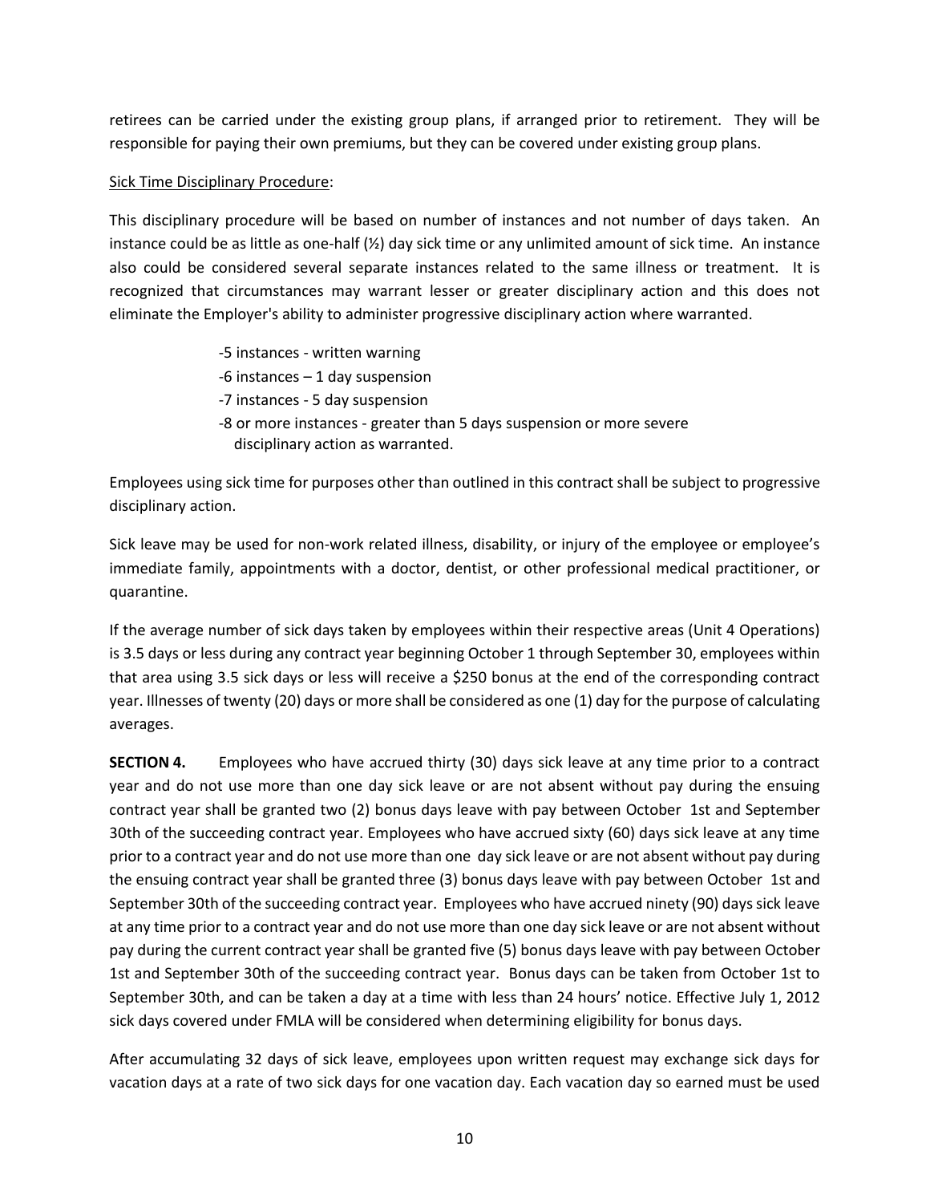retirees can be carried under the existing group plans, if arranged prior to retirement. They will be responsible for paying their own premiums, but they can be covered under existing group plans.

Sick Time Disciplinary Procedure:

This disciplinary procedure will be based on number of instances and not number of days taken. An instance could be as little as one-half (½) day sick time or any unlimited amount of sick time. An instance also could be considered several separate instances related to the same illness or treatment. It is recognized that circumstances may warrant lesser or greater disciplinary action and this does not eliminate the Employer's ability to administer progressive disciplinary action where warranted.

- -5 instances - written warning
- -6 instances – 1 day suspension
- -7 instances - 5 day suspension
- -8 or more instances - greater than 5 days suspension or more severe disciplinary action as warranted.

Employees using sick time for purposes other than outlined in this contract shall be subject to progressive disciplinary action.

Sick leave may be used for non-work related illness, disability, or injury of the employee or employee's immediate family, appointments with a doctor, dentist, or other professional medical practitioner, or quarantine.

If the average number of sick days taken by employees within their respective areas (Unit 4 Operations) is 3.5 days or less during any contract year beginning October 1 through September 30, employees within that area using 3.5 sick days or less will receive a $250 bonus at the end of the corresponding contract year. Illnesses of twenty (20) days or more shall be considered as one (1) day for the purpose of calculating averages.

**SECTION 4.** Employees who have accrued thirty (30) days sick leave at any time prior to a contract year and do not use more than one day sick leave or are not absent without pay during the ensuing contract year shall be granted two (2) bonus days leave with pay between October 1st and September 30th of the succeeding contract year. Employees who have accrued sixty (60) days sick leave at any time prior to a contract year and do not use more than one day sick leave or are not absent without pay during the ensuing contract year shall be granted three (3) bonus days leave with pay between October 1st and September 30th of the succeeding contract year. Employees who have accrued ninety (90) days sick leave at any time prior to a contract year and do not use more than one day sick leave or are not absent without pay during the current contract year shall be granted five (5) bonus days leave with pay between October 1st and September 30th of the succeeding contract year. Bonus days can be taken from October 1st to September 30th, and can be taken a day at a time with less than 24 hours' notice. Effective July 1, 2012 sick days covered under FMLA will be considered when determining eligibility for bonus days.

After accumulating 32 days of sick leave, employees upon written request may exchange sick days for vacation days at a rate of two sick days for one vacation day. Each vacation day so earned must be used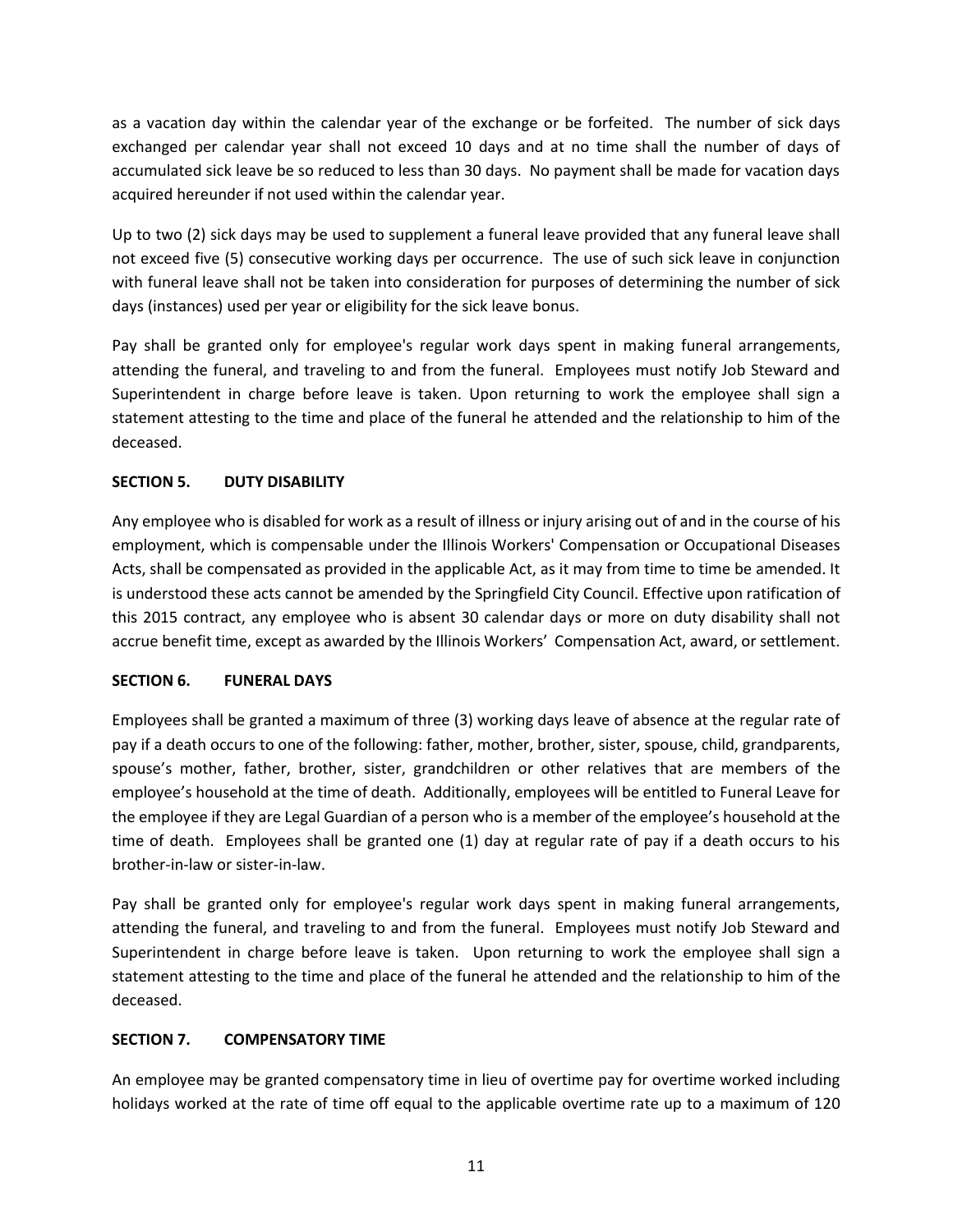as a vacation day within the calendar year of the exchange or be forfeited. The number of sick days exchanged per calendar year shall not exceed 10 days and at no time shall the number of days of accumulated sick leave be so reduced to less than 30 days. No payment shall be made for vacation days acquired hereunder if not used within the calendar year.

Up to two (2) sick days may be used to supplement a funeral leave provided that any funeral leave shall not exceed five (5) consecutive working days per occurrence. The use of such sick leave in conjunction with funeral leave shall not be taken into consideration for purposes of determining the number of sick days (instances) used per year or eligibility for the sick leave bonus.

Pay shall be granted only for employee's regular work days spent in making funeral arrangements, attending the funeral, and traveling to and from the funeral. Employees must notify Job Steward and Superintendent in charge before leave is taken. Upon returning to work the employee shall sign a statement attesting to the time and place of the funeral he attended and the relationship to him of the deceased.

**SECTION 5. DUTY DISABILITY**

Any employee who is disabled for work as a result of illness or injury arising out of and in the course of his employment, which is compensable under the Illinois Workers' Compensation or Occupational Diseases Acts, shall be compensated as provided in the applicable Act, as it may from time to time be amended. It is understood these acts cannot be amended by the Springfield City Council. Effective upon ratification of this 2015 contract, any employee who is absent 30 calendar days or more on duty disability shall not accrue benefit time, except as awarded by the Illinois Workers' Compensation Act, award, or settlement.

**SECTION 6. FUNERAL DAYS**

Employees shall be granted a maximum of three (3) working days leave of absence at the regular rate of pay if a death occurs to one of the following: father, mother, brother, sister, spouse, child, grandparents, spouse's mother, father, brother, sister, grandchildren or other relatives that are members of the employee's household at the time of death. Additionally, employees will be entitled to Funeral Leave for the employee if they are Legal Guardian of a person who is a member of the employee's household at the time of death. Employees shall be granted one (1) day at regular rate of pay if a death occurs to his brother-in-law or sister-in-law.

Pay shall be granted only for employee's regular work days spent in making funeral arrangements, attending the funeral, and traveling to and from the funeral. Employees must notify Job Steward and Superintendent in charge before leave is taken. Upon returning to work the employee shall sign a statement attesting to the time and place of the funeral he attended and the relationship to him of the deceased.

**SECTION 7. COMPENSATORY TIME**

An employee may be granted compensatory time in lieu of overtime pay for overtime worked including holidays worked at the rate of time off equal to the applicable overtime rate up to a maximum of 120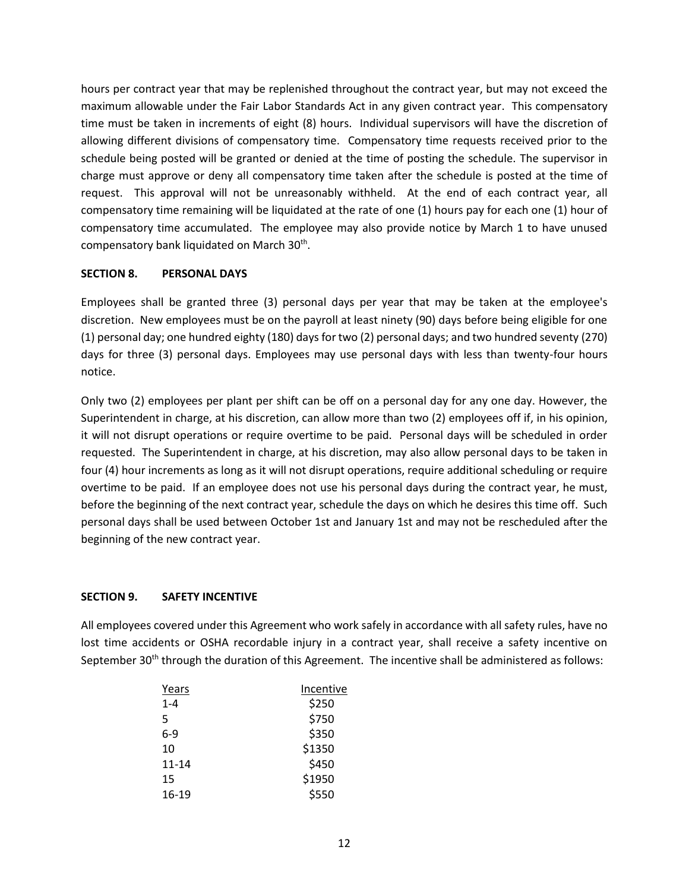hours per contract year that may be replenished throughout the contract year, but may not exceed the maximum allowable under the Fair Labor Standards Act in any given contract year. This compensatory time must be taken in increments of eight (8) hours. Individual supervisors will have the discretion of allowing different divisions of compensatory time. Compensatory time requests received prior to the schedule being posted will be granted or denied at the time of posting the schedule. The supervisor in charge must approve or deny all compensatory time taken after the schedule is posted at the time of request. This approval will not be unreasonably withheld. At the end of each contract year, all compensatory time remaining will be liquidated at the rate of one (1) hours pay for each one (1) hour of compensatory time accumulated. The employee may also provide notice by March 1 to have unused compensatory bank liquidated on March 30th.

**SECTION 8. PERSONAL DAYS**

Employees shall be granted three (3) personal days per year that may be taken at the employee's discretion. New employees must be on the payroll at least ninety (90) days before being eligible for one (1) personal day; one hundred eighty (180) days for two (2) personal days; and two hundred seventy (270) days for three (3) personal days. Employees may use personal days with less than twenty-four hours notice.

Only two (2) employees per plant per shift can be off on a personal day for any one day. However, the Superintendent in charge, at his discretion, can allow more than two (2) employees off if, in his opinion, it will not disrupt operations or require overtime to be paid. Personal days will be scheduled in order requested. The Superintendent in charge, at his discretion, may also allow personal days to be taken in four (4) hour increments as long as it will not disrupt operations, require additional scheduling or require overtime to be paid. If an employee does not use his personal days during the contract year, he must, before the beginning of the next contract year, schedule the days on which he desires this time off. Such personal days shall be used between October 1st and January 1st and may not be rescheduled after the beginning of the new contract year.

**SECTION 9. SAFETY INCENTIVE**

All employees covered under this Agreement who work safely in accordance with all safety rules, have no lost time accidents or OSHA recordable injury in a contract year, shall receive a safety incentive on September 30th through the duration of this Agreement. The incentive shall be administered as follows:

| Years | Incentive |
|---|---|
| 1-4 | $250 |
| 5 | $750 |
| 6-9 | $350 |
| 10 | $1350 |
| 11-14 | $450 |
| 15 | $1950 |
| 16-19 | $550 |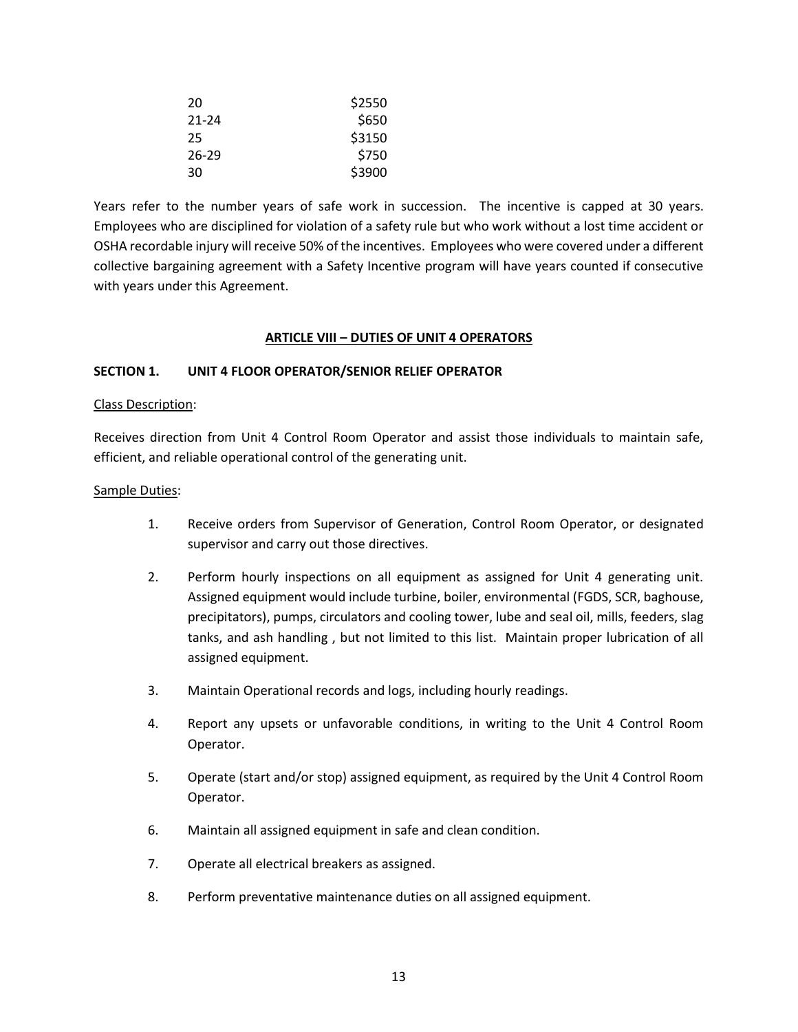| | |
|---|---|
| 20 | $2550 |
| 21-24 | $650 |
| 25 | $3150 |
| 26-29 | $750 |
| 30 | $3900 |

Years refer to the number years of safe work in succession. The incentive is capped at 30 years. Employees who are disciplined for violation of a safety rule but who work without a lost time accident or OSHA recordable injury will receive 50% of the incentives. Employees who were covered under a different collective bargaining agreement with a Safety Incentive program will have years counted if consecutive with years under this Agreement.

## ARTICLE VIII – DUTIES OF UNIT 4 OPERATORS

### SECTION 1. UNIT 4 FLOOR OPERATOR/SENIOR RELIEF OPERATOR

Class Description:

Receives direction from Unit 4 Control Room Operator and assist those individuals to maintain safe, efficient, and reliable operational control of the generating unit.

Sample Duties:

1. Receive orders from Supervisor of Generation, Control Room Operator, or designated supervisor and carry out those directives.
2. Perform hourly inspections on all equipment as assigned for Unit 4 generating unit. Assigned equipment would include turbine, boiler, environmental (FGDS, SCR, baghouse, precipitators), pumps, circulators and cooling tower, lube and seal oil, mills, feeders, slag tanks, and ash handling , but not limited to this list. Maintain proper lubrication of all assigned equipment.
3. Maintain Operational records and logs, including hourly readings.
4. Report any upsets or unfavorable conditions, in writing to the Unit 4 Control Room Operator.
5. Operate (start and/or stop) assigned equipment, as required by the Unit 4 Control Room Operator.
6. Maintain all assigned equipment in safe and clean condition.
7. Operate all electrical breakers as assigned.
8. Perform preventative maintenance duties on all assigned equipment.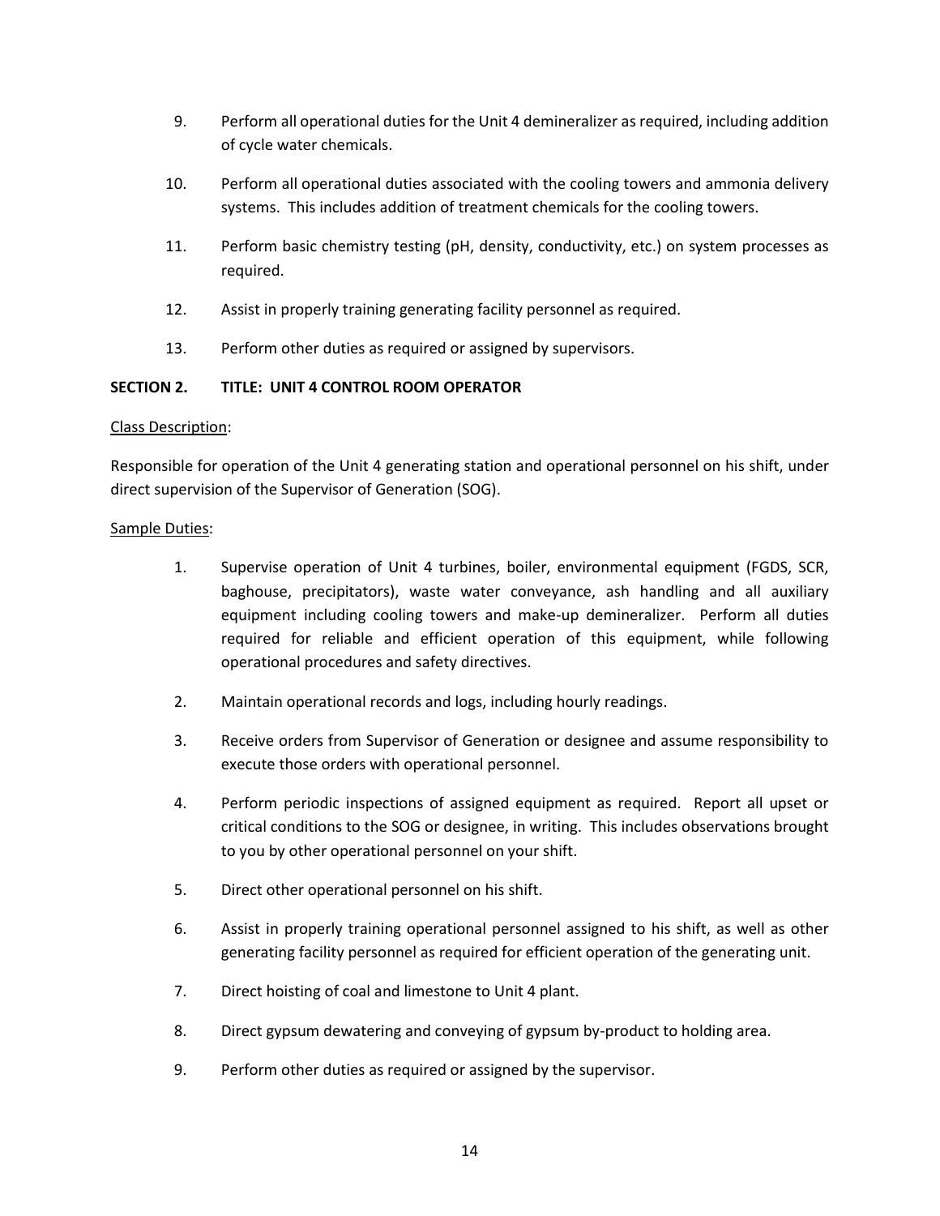9. Perform all operational duties for the Unit 4 demineralizer as required, including addition of cycle water chemicals.

10. Perform all operational duties associated with the cooling towers and ammonia delivery systems. This includes addition of treatment chemicals for the cooling towers.

11. Perform basic chemistry testing (pH, density, conductivity, etc.) on system processes as required.

12. Assist in properly training generating facility personnel as required.

13. Perform other duties as required or assigned by supervisors.

**SECTION 2. TITLE: UNIT 4 CONTROL ROOM OPERATOR**

<u>Class Description</u>:

Responsible for operation of the Unit 4 generating station and operational personnel on his shift, under direct supervision of the Supervisor of Generation (SOG).

<u>Sample Duties</u>:

1. Supervise operation of Unit 4 turbines, boiler, environmental equipment (FGDS, SCR, baghouse, precipitators), waste water conveyance, ash handling and all auxiliary equipment including cooling towers and make-up demineralizer. Perform all duties required for reliable and efficient operation of this equipment, while following operational procedures and safety directives.

2. Maintain operational records and logs, including hourly readings.

3. Receive orders from Supervisor of Generation or designee and assume responsibility to execute those orders with operational personnel.

4. Perform periodic inspections of assigned equipment as required. Report all upset or critical conditions to the SOG or designee, in writing. This includes observations brought to you by other operational personnel on your shift.

5. Direct other operational personnel on his shift.

6. Assist in properly training operational personnel assigned to his shift, as well as other generating facility personnel as required for efficient operation of the generating unit.

7. Direct hoisting of coal and limestone to Unit 4 plant.

8. Direct gypsum dewatering and conveying of gypsum by-product to holding area.

9. Perform other duties as required or assigned by the supervisor.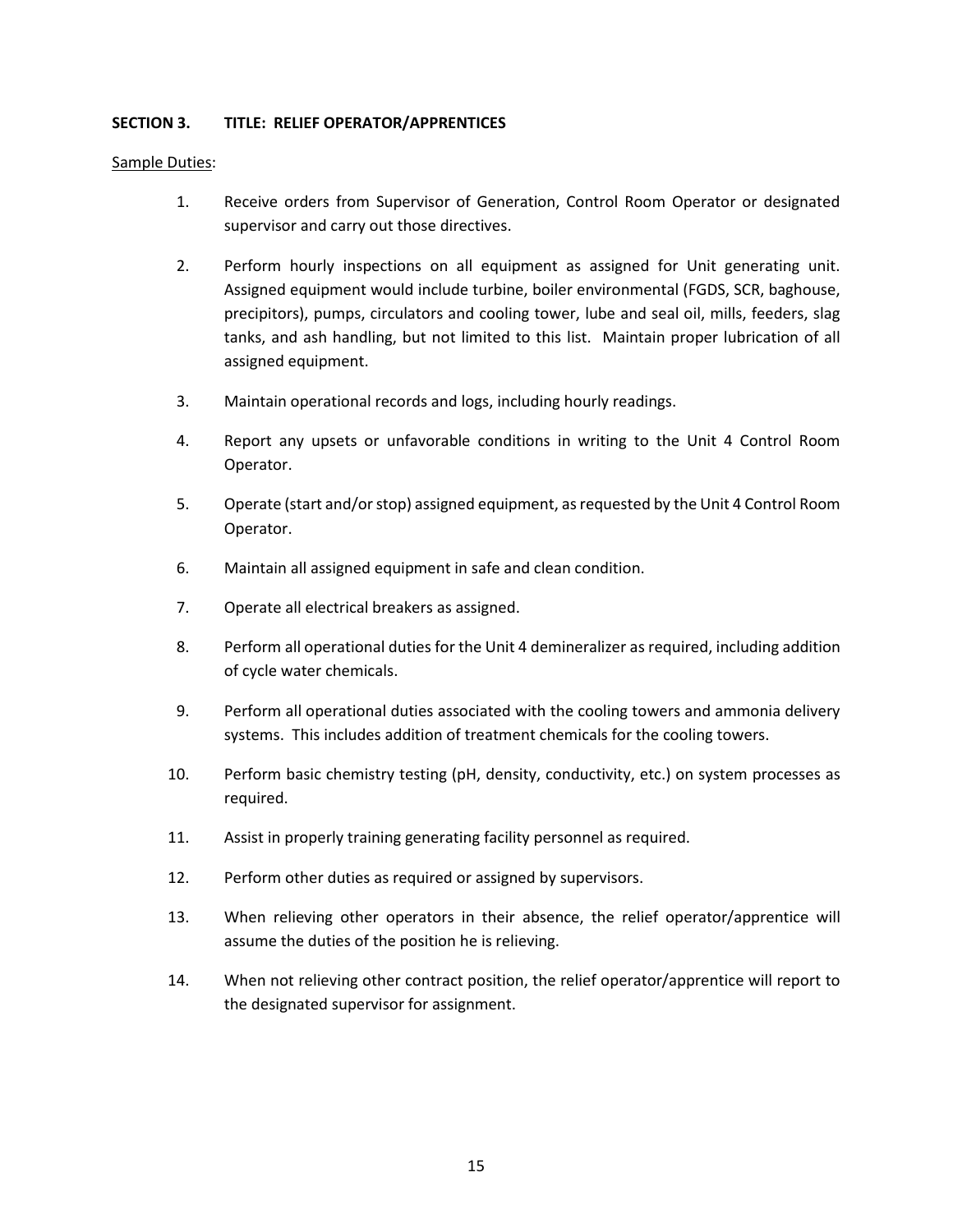**SECTION 3. TITLE: RELIEF OPERATOR/APPRENTICES**

Sample Duties:

1. Receive orders from Supervisor of Generation, Control Room Operator or designated supervisor and carry out those directives.
2. Perform hourly inspections on all equipment as assigned for Unit generating unit. Assigned equipment would include turbine, boiler environmental (FGDS, SCR, baghouse, precipitors), pumps, circulators and cooling tower, lube and seal oil, mills, feeders, slag tanks, and ash handling, but not limited to this list. Maintain proper lubrication of all assigned equipment.
3. Maintain operational records and logs, including hourly readings.
4. Report any upsets or unfavorable conditions in writing to the Unit 4 Control Room Operator.
5. Operate (start and/or stop) assigned equipment, as requested by the Unit 4 Control Room Operator.
6. Maintain all assigned equipment in safe and clean condition.
7. Operate all electrical breakers as assigned.
8. Perform all operational duties for the Unit 4 demineralizer as required, including addition of cycle water chemicals.
9. Perform all operational duties associated with the cooling towers and ammonia delivery systems. This includes addition of treatment chemicals for the cooling towers.
10. Perform basic chemistry testing (pH, density, conductivity, etc.) on system processes as required.
11. Assist in properly training generating facility personnel as required.
12. Perform other duties as required or assigned by supervisors.
13. When relieving other operators in their absence, the relief operator/apprentice will assume the duties of the position he is relieving.
14. When not relieving other contract position, the relief operator/apprentice will report to the designated supervisor for assignment.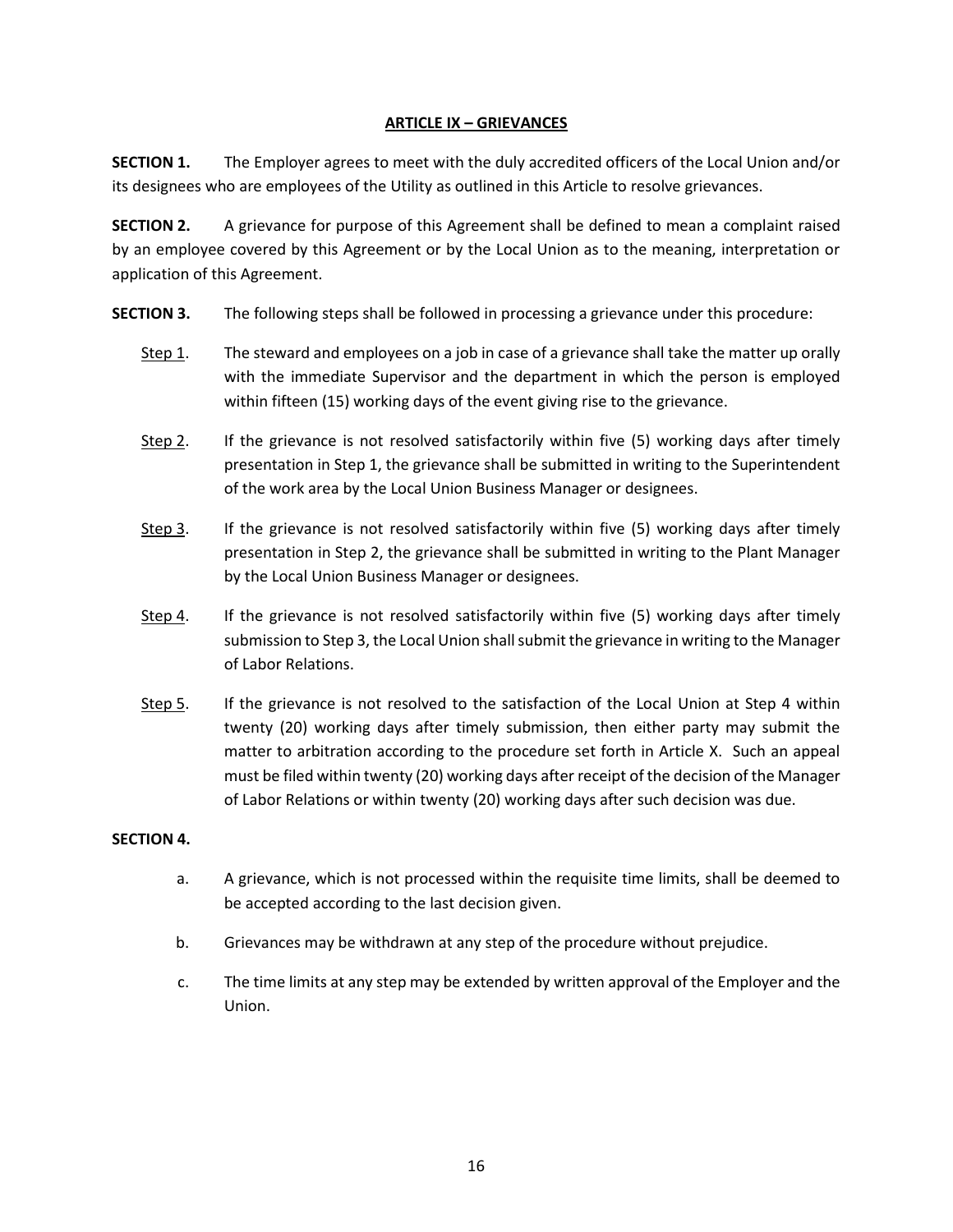## ARTICLE IX – GRIEVANCES

**SECTION 1.** The Employer agrees to meet with the duly accredited officers of the Local Union and/or its designees who are employees of the Utility as outlined in this Article to resolve grievances.

**SECTION 2.** A grievance for purpose of this Agreement shall be defined to mean a complaint raised by an employee covered by this Agreement or by the Local Union as to the meaning, interpretation or application of this Agreement.

**SECTION 3.** The following steps shall be followed in processing a grievance under this procedure:

Step 1. The steward and employees on a job in case of a grievance shall take the matter up orally with the immediate Supervisor and the department in which the person is employed within fifteen (15) working days of the event giving rise to the grievance.

Step 2. If the grievance is not resolved satisfactorily within five (5) working days after timely presentation in Step 1, the grievance shall be submitted in writing to the Superintendent of the work area by the Local Union Business Manager or designees.

Step 3. If the grievance is not resolved satisfactorily within five (5) working days after timely presentation in Step 2, the grievance shall be submitted in writing to the Plant Manager by the Local Union Business Manager or designees.

Step 4. If the grievance is not resolved satisfactorily within five (5) working days after timely submission to Step 3, the Local Union shall submit the grievance in writing to the Manager of Labor Relations.

Step 5. If the grievance is not resolved to the satisfaction of the Local Union at Step 4 within twenty (20) working days after timely submission, then either party may submit the matter to arbitration according to the procedure set forth in Article X. Such an appeal must be filed within twenty (20) working days after receipt of the decision of the Manager of Labor Relations or within twenty (20) working days after such decision was due.

**SECTION 4.**

a. A grievance, which is not processed within the requisite time limits, shall be deemed to be accepted according to the last decision given.

b. Grievances may be withdrawn at any step of the procedure without prejudice.

c. The time limits at any step may be extended by written approval of the Employer and the Union.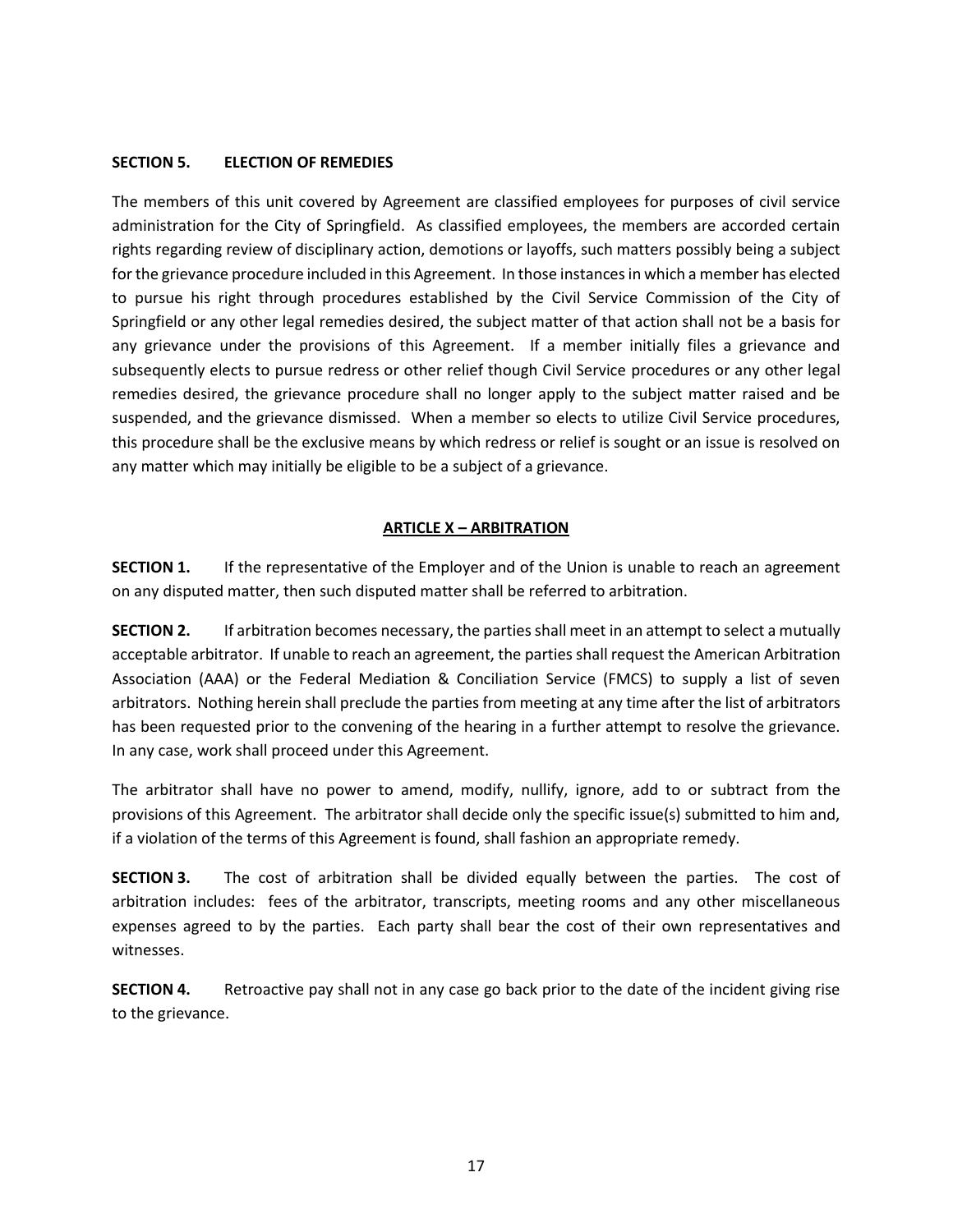**SECTION 5. ELECTION OF REMEDIES**

The members of this unit covered by Agreement are classified employees for purposes of civil service administration for the City of Springfield. As classified employees, the members are accorded certain rights regarding review of disciplinary action, demotions or layoffs, such matters possibly being a subject for the grievance procedure included in this Agreement. In those instances in which a member has elected to pursue his right through procedures established by the Civil Service Commission of the City of Springfield or any other legal remedies desired, the subject matter of that action shall not be a basis for any grievance under the provisions of this Agreement. If a member initially files a grievance and subsequently elects to pursue redress or other relief though Civil Service procedures or any other legal remedies desired, the grievance procedure shall no longer apply to the subject matter raised and be suspended, and the grievance dismissed. When a member so elects to utilize Civil Service procedures, this procedure shall be the exclusive means by which redress or relief is sought or an issue is resolved on any matter which may initially be eligible to be a subject of a grievance.

## ARTICLE X – ARBITRATION

**SECTION 1.** If the representative of the Employer and of the Union is unable to reach an agreement on any disputed matter, then such disputed matter shall be referred to arbitration.

**SECTION 2.** If arbitration becomes necessary, the parties shall meet in an attempt to select a mutually acceptable arbitrator. If unable to reach an agreement, the parties shall request the American Arbitration Association (AAA) or the Federal Mediation & Conciliation Service (FMCS) to supply a list of seven arbitrators. Nothing herein shall preclude the parties from meeting at any time after the list of arbitrators has been requested prior to the convening of the hearing in a further attempt to resolve the grievance. In any case, work shall proceed under this Agreement.

The arbitrator shall have no power to amend, modify, nullify, ignore, add to or subtract from the provisions of this Agreement. The arbitrator shall decide only the specific issue(s) submitted to him and, if a violation of the terms of this Agreement is found, shall fashion an appropriate remedy.

**SECTION 3.** The cost of arbitration shall be divided equally between the parties. The cost of arbitration includes: fees of the arbitrator, transcripts, meeting rooms and any other miscellaneous expenses agreed to by the parties. Each party shall bear the cost of their own representatives and witnesses.

**SECTION 4.** Retroactive pay shall not in any case go back prior to the date of the incident giving rise to the grievance.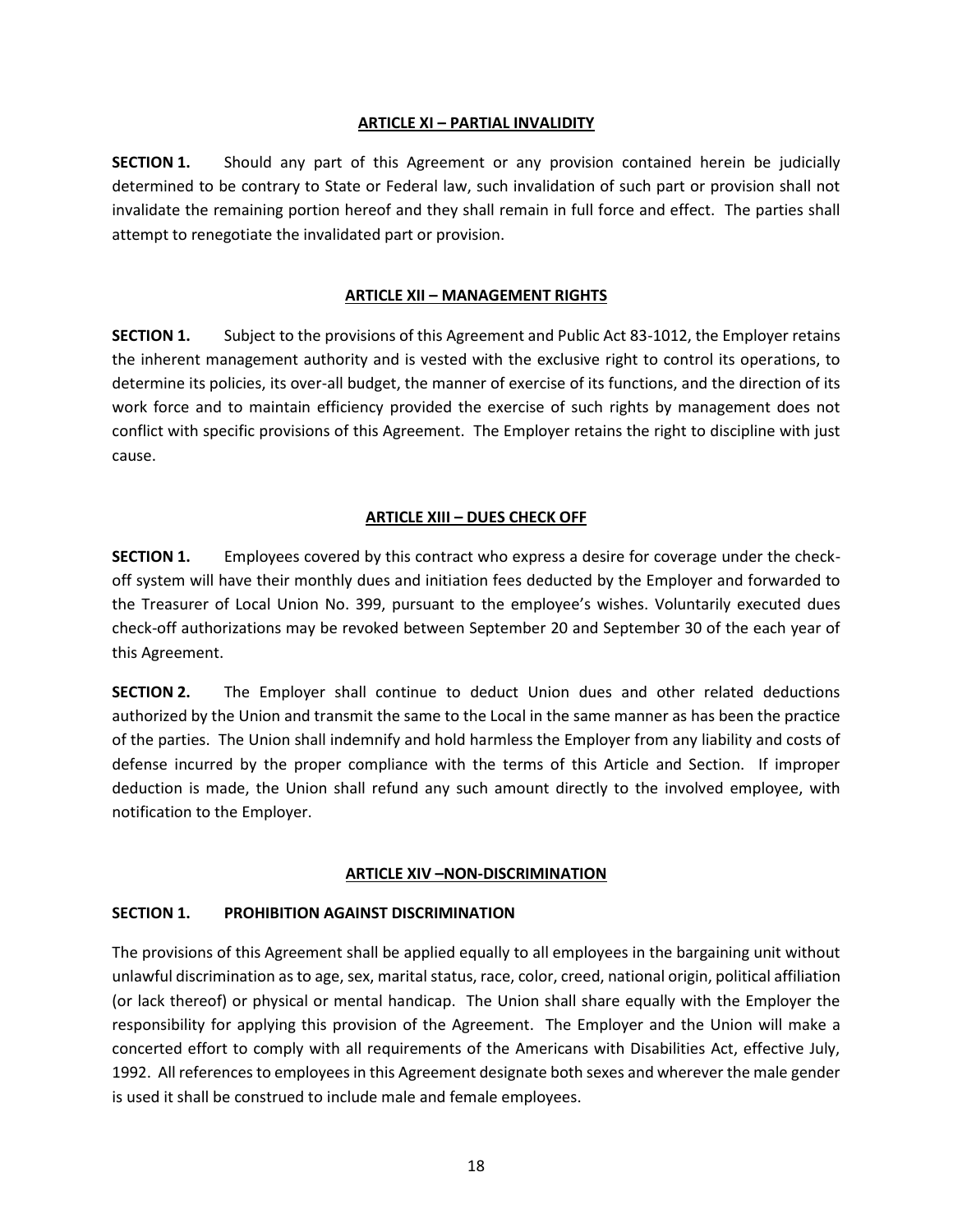## ARTICLE XI – PARTIAL INVALIDITY

**SECTION 1.** Should any part of this Agreement or any provision contained herein be judicially determined to be contrary to State or Federal law, such invalidation of such part or provision shall not invalidate the remaining portion hereof and they shall remain in full force and effect. The parties shall attempt to renegotiate the invalidated part or provision.

## ARTICLE XII – MANAGEMENT RIGHTS

**SECTION 1.** Subject to the provisions of this Agreement and Public Act 83-1012, the Employer retains the inherent management authority and is vested with the exclusive right to control its operations, to determine its policies, its over-all budget, the manner of exercise of its functions, and the direction of its work force and to maintain efficiency provided the exercise of such rights by management does not conflict with specific provisions of this Agreement. The Employer retains the right to discipline with just cause.

## ARTICLE XIII – DUES CHECK OFF

**SECTION 1.** Employees covered by this contract who express a desire for coverage under the check-off system will have their monthly dues and initiation fees deducted by the Employer and forwarded to the Treasurer of Local Union No. 399, pursuant to the employee's wishes. Voluntarily executed dues check-off authorizations may be revoked between September 20 and September 30 of the each year of this Agreement.

**SECTION 2.** The Employer shall continue to deduct Union dues and other related deductions authorized by the Union and transmit the same to the Local in the same manner as has been the practice of the parties. The Union shall indemnify and hold harmless the Employer from any liability and costs of defense incurred by the proper compliance with the terms of this Article and Section. If improper deduction is made, the Union shall refund any such amount directly to the involved employee, with notification to the Employer.

## ARTICLE XIV –NON-DISCRIMINATION

**SECTION 1. PROHIBITION AGAINST DISCRIMINATION**

The provisions of this Agreement shall be applied equally to all employees in the bargaining unit without unlawful discrimination as to age, sex, marital status, race, color, creed, national origin, political affiliation (or lack thereof) or physical or mental handicap. The Union shall share equally with the Employer the responsibility for applying this provision of the Agreement. The Employer and the Union will make a concerted effort to comply with all requirements of the Americans with Disabilities Act, effective July, 1992. All references to employees in this Agreement designate both sexes and wherever the male gender is used it shall be construed to include male and female employees.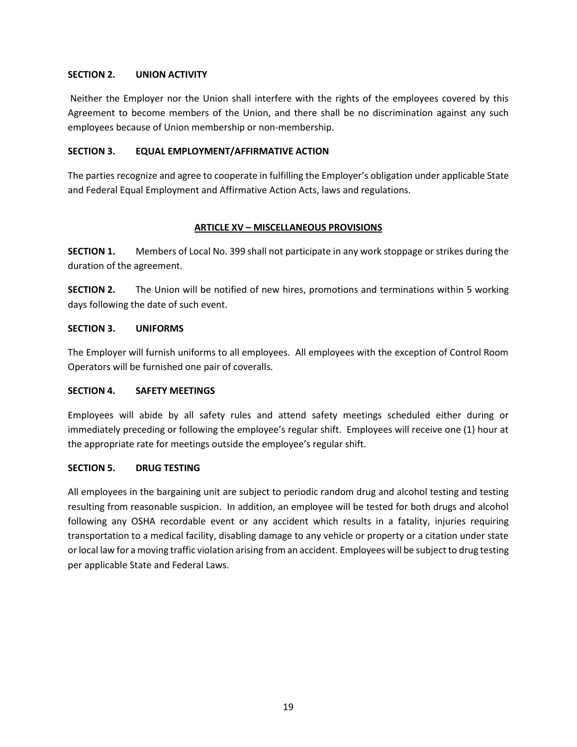**SECTION 2. UNION ACTIVITY**

Neither the Employer nor the Union shall interfere with the rights of the employees covered by this Agreement to become members of the Union, and there shall be no discrimination against any such employees because of Union membership or non-membership.

**SECTION 3. EQUAL EMPLOYMENT/AFFIRMATIVE ACTION**

The parties recognize and agree to cooperate in fulfilling the Employer's obligation under applicable State and Federal Equal Employment and Affirmative Action Acts, laws and regulations.

## ARTICLE XV – MISCELLANEOUS PROVISIONS

**SECTION 1.** Members of Local No. 399 shall not participate in any work stoppage or strikes during the duration of the agreement.

**SECTION 2.** The Union will be notified of new hires, promotions and terminations within 5 working days following the date of such event.

**SECTION 3. UNIFORMS**

The Employer will furnish uniforms to all employees. All employees with the exception of Control Room Operators will be furnished one pair of coveralls.

**SECTION 4. SAFETY MEETINGS**

Employees will abide by all safety rules and attend safety meetings scheduled either during or immediately preceding or following the employee's regular shift. Employees will receive one (1) hour at the appropriate rate for meetings outside the employee's regular shift.

**SECTION 5. DRUG TESTING**

All employees in the bargaining unit are subject to periodic random drug and alcohol testing and testing resulting from reasonable suspicion. In addition, an employee will be tested for both drugs and alcohol following any OSHA recordable event or any accident which results in a fatality, injuries requiring transportation to a medical facility, disabling damage to any vehicle or property or a citation under state or local law for a moving traffic violation arising from an accident. Employees will be subject to drug testing per applicable State and Federal Laws.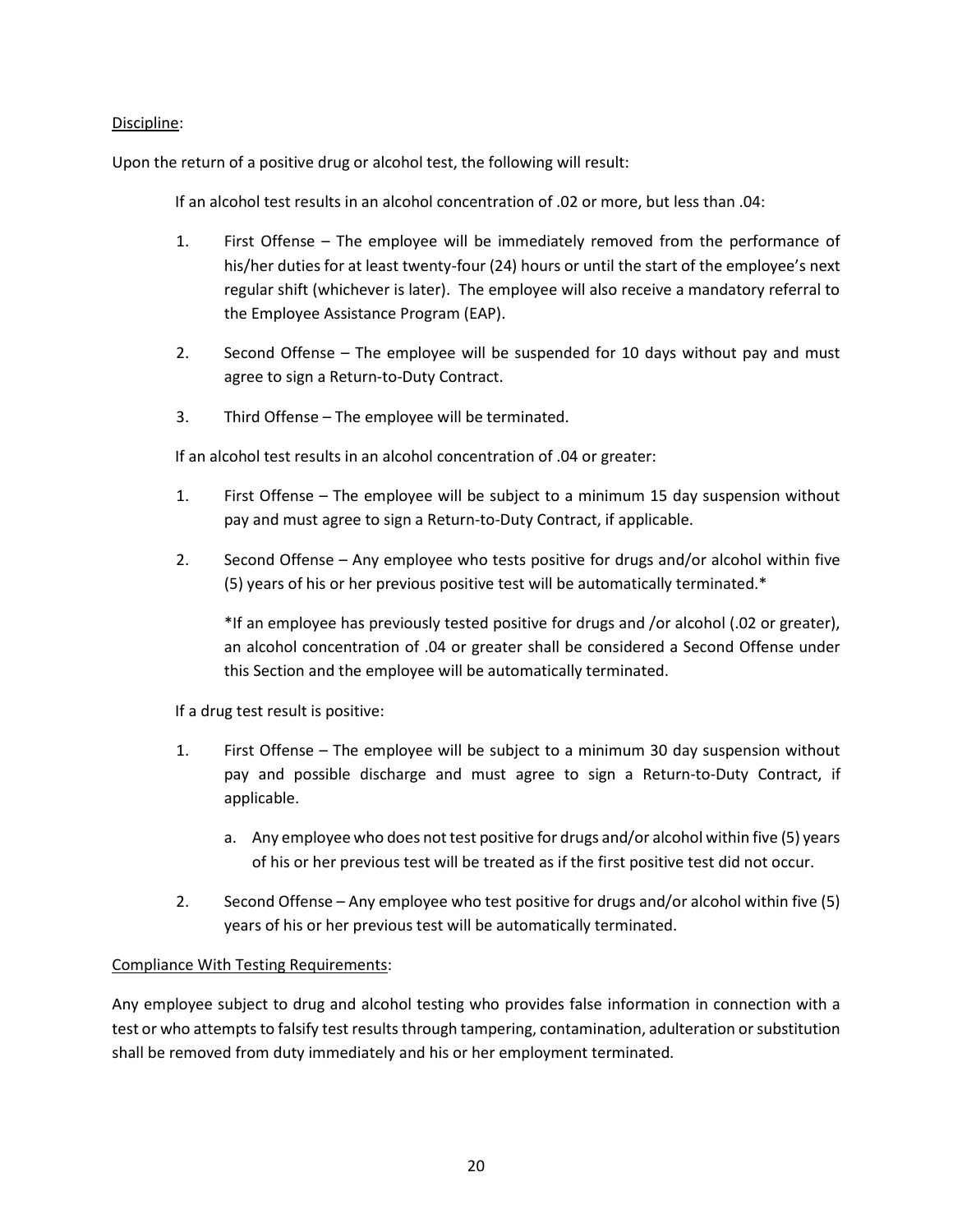<u>Discipline</u>:

Upon the return of a positive drug or alcohol test, the following will result:

If an alcohol test results in an alcohol concentration of .02 or more, but less than .04:

1. First Offense – The employee will be immediately removed from the performance of his/her duties for at least twenty-four (24) hours or until the start of the employee's next regular shift (whichever is later). The employee will also receive a mandatory referral to the Employee Assistance Program (EAP).

2. Second Offense – The employee will be suspended for 10 days without pay and must agree to sign a Return-to-Duty Contract.

3. Third Offense – The employee will be terminated.

If an alcohol test results in an alcohol concentration of .04 or greater:

1. First Offense – The employee will be subject to a minimum 15 day suspension without pay and must agree to sign a Return-to-Duty Contract, if applicable.

2. Second Offense – Any employee who tests positive for drugs and/or alcohol within five (5) years of his or her previous positive test will be automatically terminated.*

   *If an employee has previously tested positive for drugs and /or alcohol (.02 or greater), an alcohol concentration of .04 or greater shall be considered a Second Offense under this Section and the employee will be automatically terminated.

If a drug test result is positive:

1. First Offense – The employee will be subject to a minimum 30 day suspension without pay and possible discharge and must agree to sign a Return-to-Duty Contract, if applicable.

   a. Any employee who does not test positive for drugs and/or alcohol within five (5) years of his or her previous test will be treated as if the first positive test did not occur.

2. Second Offense – Any employee who test positive for drugs and/or alcohol within five (5) years of his or her previous test will be automatically terminated.

<u>Compliance With Testing Requirements</u>:

Any employee subject to drug and alcohol testing who provides false information in connection with a test or who attempts to falsify test results through tampering, contamination, adulteration or substitution shall be removed from duty immediately and his or her employment terminated.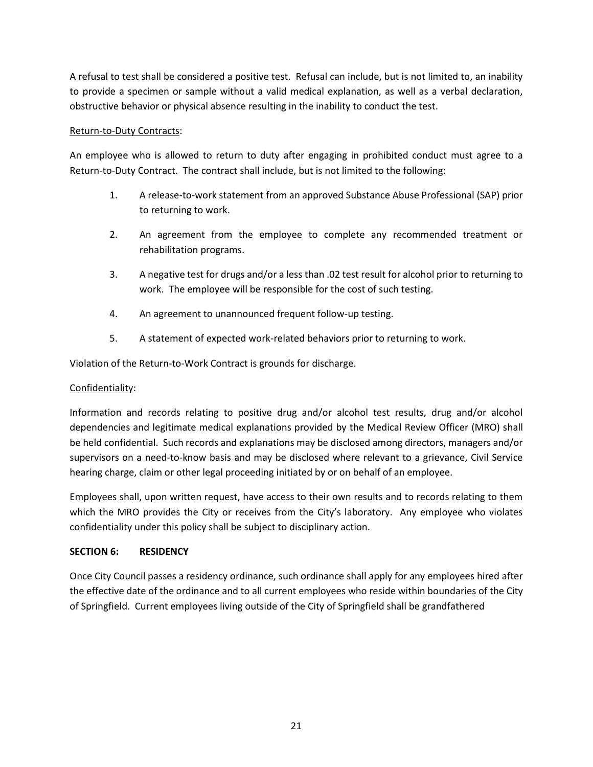A refusal to test shall be considered a positive test. Refusal can include, but is not limited to, an inability to provide a specimen or sample without a valid medical explanation, as well as a verbal declaration, obstructive behavior or physical absence resulting in the inability to conduct the test.

Return-to-Duty Contracts:

An employee who is allowed to return to duty after engaging in prohibited conduct must agree to a Return-to-Duty Contract. The contract shall include, but is not limited to the following:

1. A release-to-work statement from an approved Substance Abuse Professional (SAP) prior to returning to work.
2. An agreement from the employee to complete any recommended treatment or rehabilitation programs.
3. A negative test for drugs and/or a less than .02 test result for alcohol prior to returning to work. The employee will be responsible for the cost of such testing.
4. An agreement to unannounced frequent follow-up testing.
5. A statement of expected work-related behaviors prior to returning to work.

Violation of the Return-to-Work Contract is grounds for discharge.

Confidentiality:

Information and records relating to positive drug and/or alcohol test results, drug and/or alcohol dependencies and legitimate medical explanations provided by the Medical Review Officer (MRO) shall be held confidential. Such records and explanations may be disclosed among directors, managers and/or supervisors on a need-to-know basis and may be disclosed where relevant to a grievance, Civil Service hearing charge, claim or other legal proceeding initiated by or on behalf of an employee.

Employees shall, upon written request, have access to their own results and to records relating to them which the MRO provides the City or receives from the City's laboratory. Any employee who violates confidentiality under this policy shall be subject to disciplinary action.

**SECTION 6: RESIDENCY**

Once City Council passes a residency ordinance, such ordinance shall apply for any employees hired after the effective date of the ordinance and to all current employees who reside within boundaries of the City of Springfield. Current employees living outside of the City of Springfield shall be grandfathered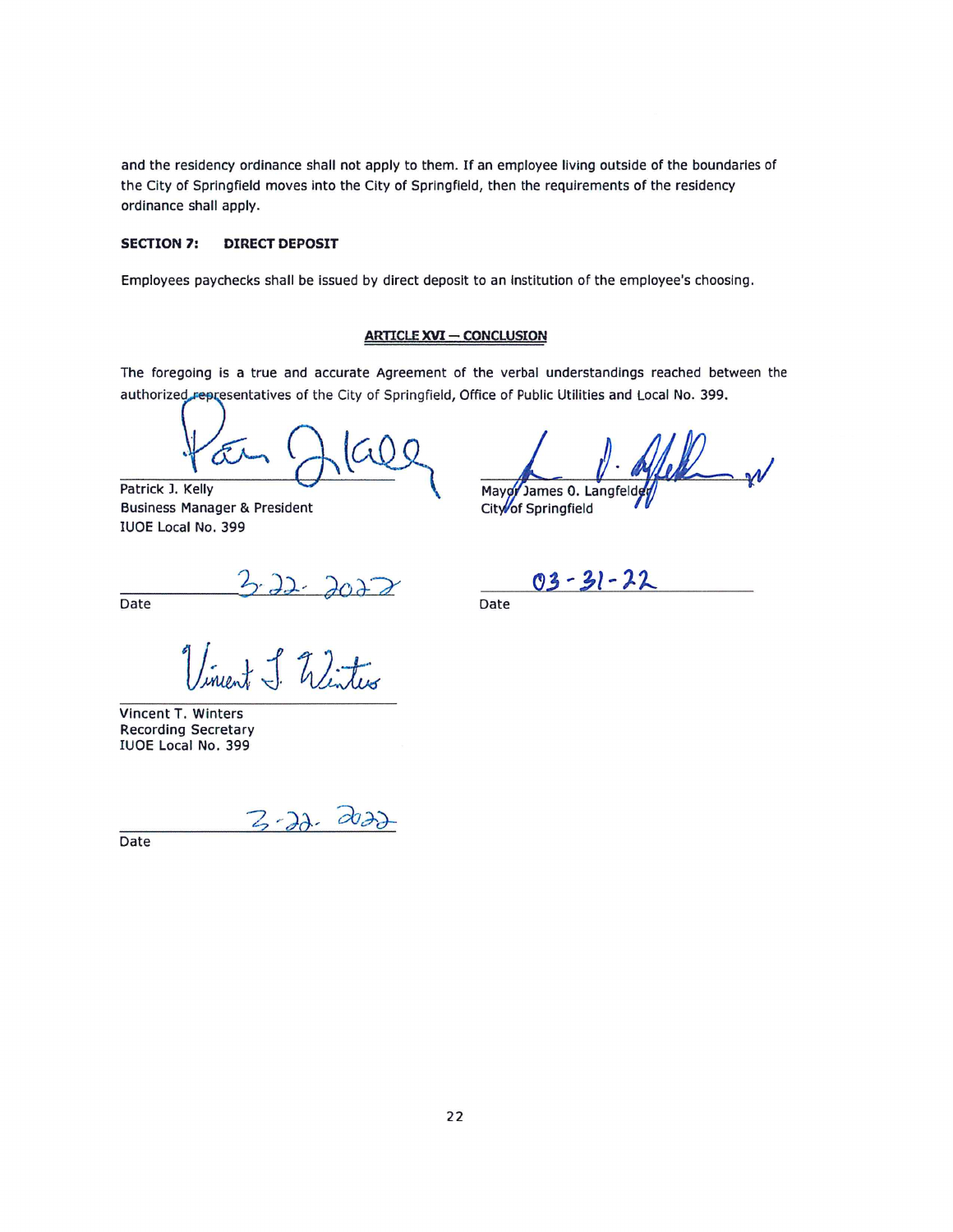and the residency ordinance shall not apply to them. If an employee living outside of the boundaries of the City of Springfield moves into the City of Springfield, then the requirements of the residency ordinance shall apply.

**SECTION 7: DIRECT DEPOSIT**

Employees paychecks shall be issued by direct deposit to an institution of the employee's choosing.

## ARTICLE XVI — CONCLUSION

The foregoing is a true and accurate Agreement of the verbal understandings reached between the authorized representatives of the City of Springfield, Office of Public Utilities and Local No. 399.

Patrick J. Kelly
Business Manager & President
IUOE Local No. 399

3-22-2022
Date

Mayor James O. Langfelder
City of Springfield

03-31-22
Date

Vincent T. Winters
Recording Secretary
IUOE Local No. 399

3-22-2022
Date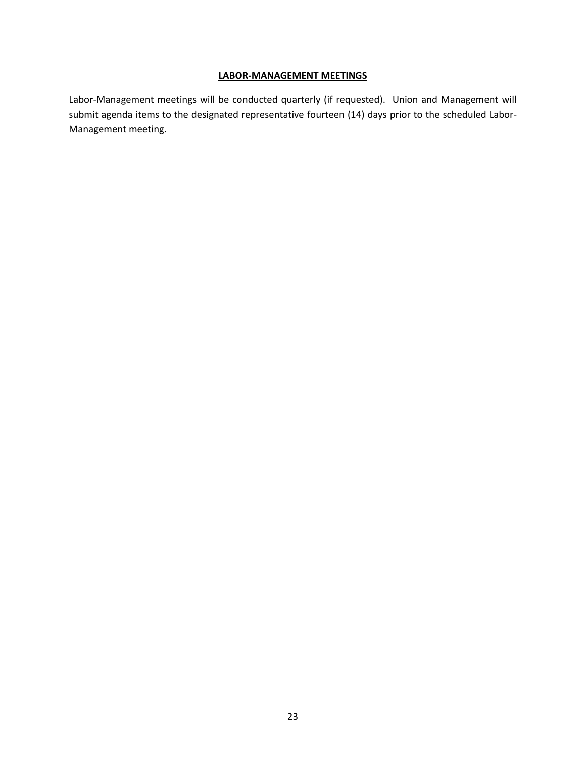## **LABOR-MANAGEMENT MEETINGS**

Labor-Management meetings will be conducted quarterly (if requested). Union and Management will submit agenda items to the designated representative fourteen (14) days prior to the scheduled Labor-Management meeting.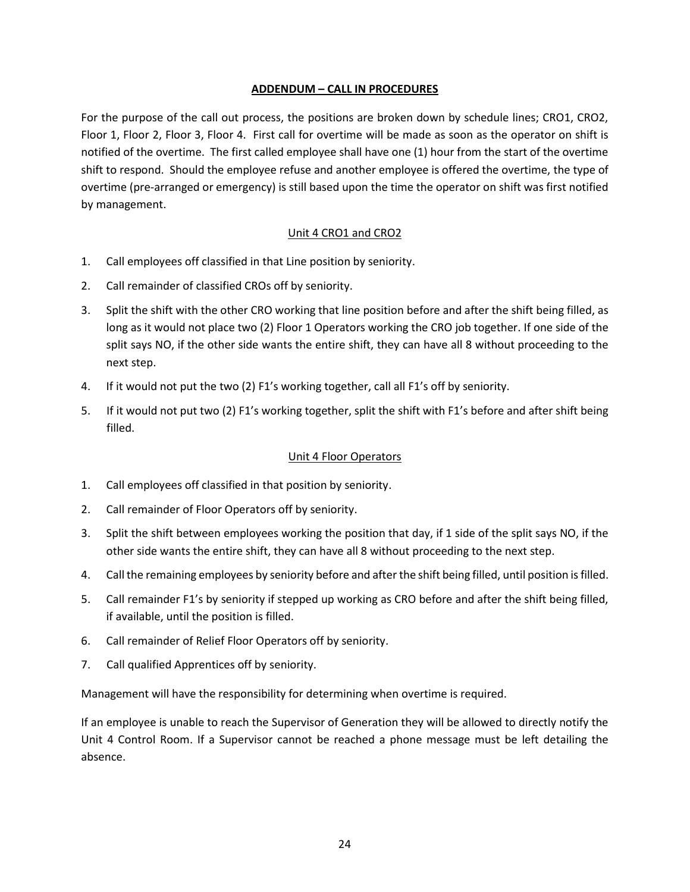## ADDENDUM – CALL IN PROCEDURES

For the purpose of the call out process, the positions are broken down by schedule lines; CRO1, CRO2, Floor 1, Floor 2, Floor 3, Floor 4. First call for overtime will be made as soon as the operator on shift is notified of the overtime. The first called employee shall have one (1) hour from the start of the overtime shift to respond. Should the employee refuse and another employee is offered the overtime, the type of overtime (pre-arranged or emergency) is still based upon the time the operator on shift was first notified by management.

### Unit 4 CRO1 and CRO2

1. Call employees off classified in that Line position by seniority.
2. Call remainder of classified CROs off by seniority.
3. Split the shift with the other CRO working that line position before and after the shift being filled, as long as it would not place two (2) Floor 1 Operators working the CRO job together. If one side of the split says NO, if the other side wants the entire shift, they can have all 8 without proceeding to the next step.
4. If it would not put the two (2) F1's working together, call all F1's off by seniority.
5. If it would not put two (2) F1's working together, split the shift with F1's before and after shift being filled.

### Unit 4 Floor Operators

1. Call employees off classified in that position by seniority.
2. Call remainder of Floor Operators off by seniority.
3. Split the shift between employees working the position that day, if 1 side of the split says NO, if the other side wants the entire shift, they can have all 8 without proceeding to the next step.
4. Call the remaining employees by seniority before and after the shift being filled, until position is filled.
5. Call remainder F1's by seniority if stepped up working as CRO before and after the shift being filled, if available, until the position is filled.
6. Call remainder of Relief Floor Operators off by seniority.
7. Call qualified Apprentices off by seniority.

Management will have the responsibility for determining when overtime is required.

If an employee is unable to reach the Supervisor of Generation they will be allowed to directly notify the Unit 4 Control Room. If a Supervisor cannot be reached a phone message must be left detailing the absence.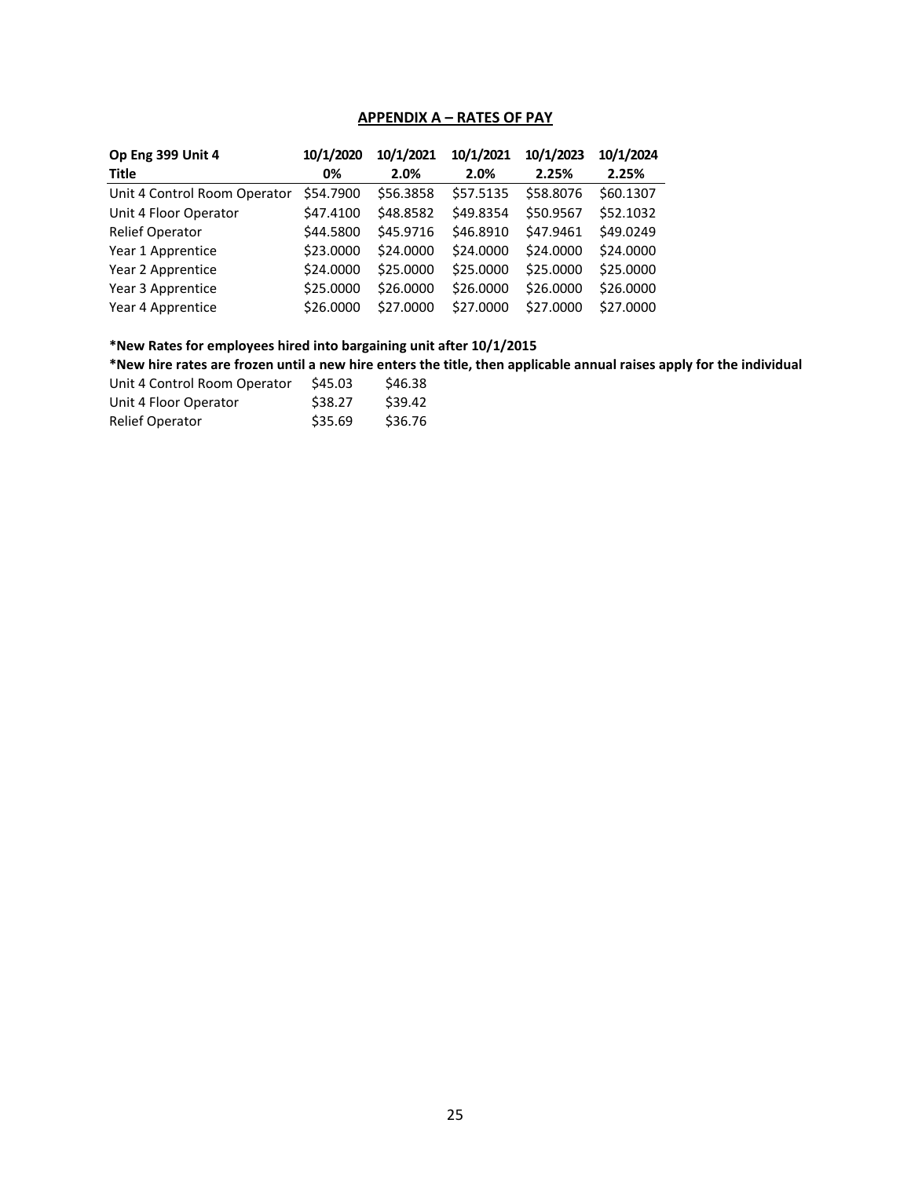## APPENDIX A – RATES OF PAY

| **Op Eng 399 Unit 4**<br>**Title** | **10/1/2020**<br>**0%** | **10/1/2021**<br>**2.0%** | **10/1/2021**<br>**2.0%** | **10/1/2023**<br>**2.25%** | **10/1/2024**<br>**2.25%** |
|---|---|---|---|---|---|
| Unit 4 Control Room Operator | $54.7900 | $56.3858 | $57.5135 | $58.8076 | $60.1307 |
| Unit 4 Floor Operator | $47.4100 | $48.8582 | $49.8354 | $50.9567 | $52.1032 |
| Relief Operator | $44.5800 | $45.9716 | $46.8910 | $47.9461 | $49.0249 |
| Year 1 Apprentice | $23.0000 | $24.0000 | $24.0000 | $24.0000 | $24.0000 |
| Year 2 Apprentice | $24.0000 | $25.0000 | $25.0000 | $25.0000 | $25.0000 |
| Year 3 Apprentice | $25.0000 | $26.0000 | $26.0000 | $26.0000 | $26.0000 |
| Year 4 Apprentice | $26.0000 | $27.0000 | $27.0000 | $27.0000 | $27.0000 |

**\*New Rates for employees hired into bargaining unit after 10/1/2015**

**\*New hire rates are frozen until a new hire enters the title, then applicable annual raises apply for the individual**

| | | |
|---|---|---|
| Unit 4 Control Room Operator | $45.03 | $46.38 |
| Unit 4 Floor Operator | $38.27 | $39.42 |
| Relief Operator | $35.69 | $36.76 |